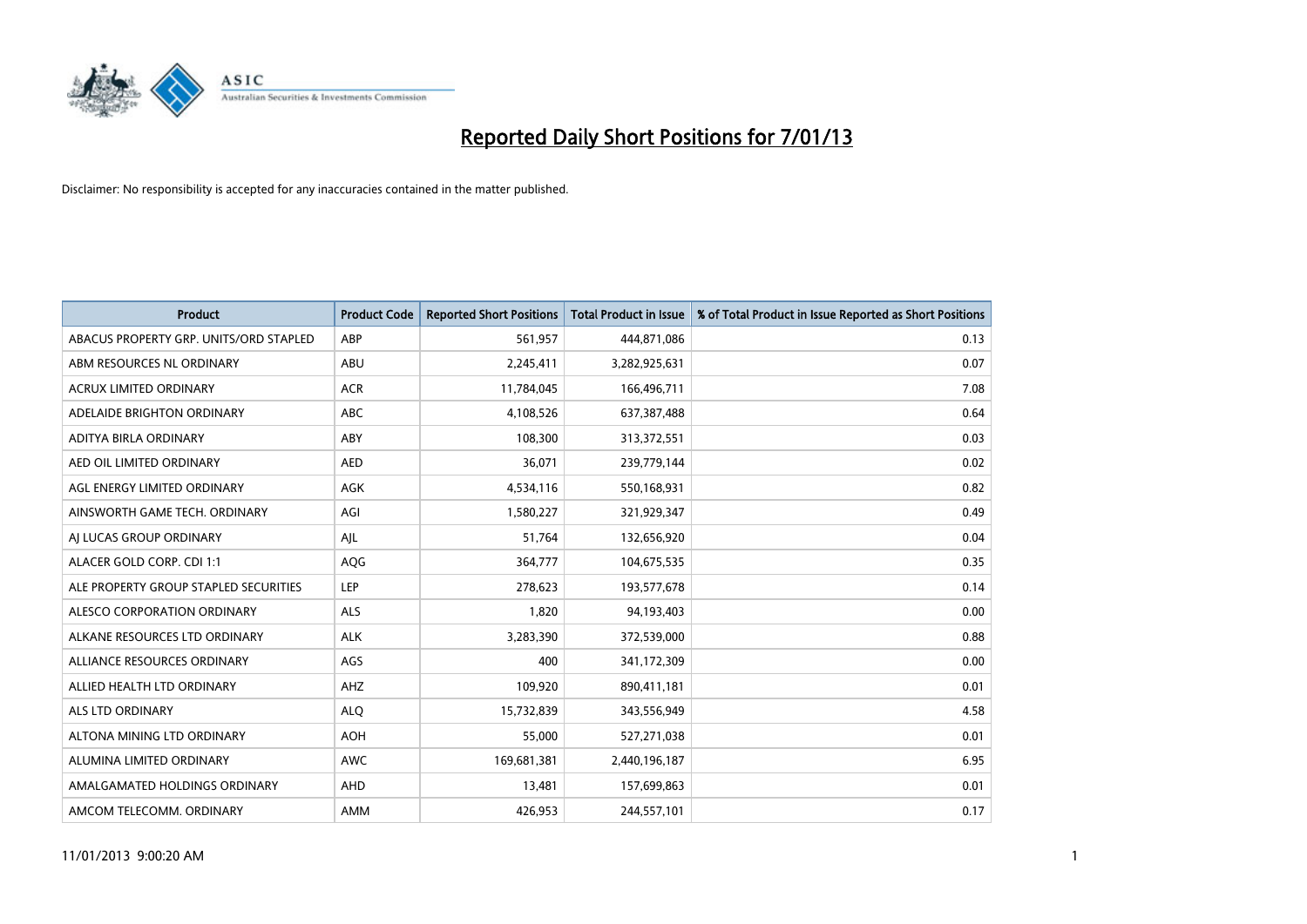# Reported Daily Short Positions for 7/01/13

Disclaimer: No responsibility is accepted for any inaccuracies contained in the matter published.

| Product | Product Code | Reported Short Positions | Total Product in Issue | % of Total Product in Issue Reported as Short Positions |
|---|---|---|---|---|
| ABACUS PROPERTY GRP. UNITS/ORD STAPLED | ABP | 561,957 | 444,871,086 | 0.13 |
| ABM RESOURCES NL ORDINARY | ABU | 2,245,411 | 3,282,925,631 | 0.07 |
| ACRUX LIMITED ORDINARY | ACR | 11,784,045 | 166,496,711 | 7.08 |
| ADELAIDE BRIGHTON ORDINARY | ABC | 4,108,526 | 637,387,488 | 0.64 |
| ADITYA BIRLA ORDINARY | ABY | 108,300 | 313,372,551 | 0.03 |
| AED OIL LIMITED ORDINARY | AED | 36,071 | 239,779,144 | 0.02 |
| AGL ENERGY LIMITED ORDINARY | AGK | 4,534,116 | 550,168,931 | 0.82 |
| AINSWORTH GAME TECH. ORDINARY | AGI | 1,580,227 | 321,929,347 | 0.49 |
| AJ LUCAS GROUP ORDINARY | AJL | 51,764 | 132,656,920 | 0.04 |
| ALACER GOLD CORP. CDI 1:1 | AQG | 364,777 | 104,675,535 | 0.35 |
| ALE PROPERTY GROUP STAPLED SECURITIES | LEP | 278,623 | 193,577,678 | 0.14 |
| ALESCO CORPORATION ORDINARY | ALS | 1,820 | 94,193,403 | 0.00 |
| ALKANE RESOURCES LTD ORDINARY | ALK | 3,283,390 | 372,539,000 | 0.88 |
| ALLIANCE RESOURCES ORDINARY | AGS | 400 | 341,172,309 | 0.00 |
| ALLIED HEALTH LTD ORDINARY | AHZ | 109,920 | 890,411,181 | 0.01 |
| ALS LTD ORDINARY | ALQ | 15,732,839 | 343,556,949 | 4.58 |
| ALTONA MINING LTD ORDINARY | AOH | 55,000 | 527,271,038 | 0.01 |
| ALUMINA LIMITED ORDINARY | AWC | 169,681,381 | 2,440,196,187 | 6.95 |
| AMALGAMATED HOLDINGS ORDINARY | AHD | 13,481 | 157,699,863 | 0.01 |
| AMCOM TELECOMM. ORDINARY | AMM | 426,953 | 244,557,101 | 0.17 |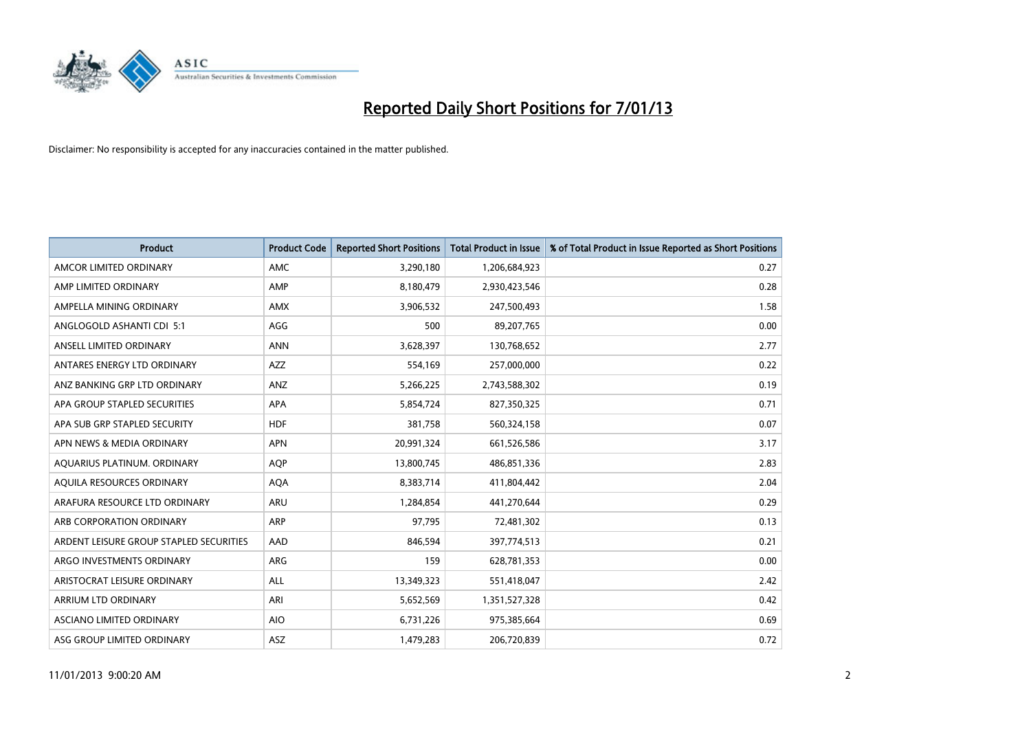# Reported Daily Short Positions for 7/01/13

Disclaimer: No responsibility is accepted for any inaccuracies contained in the matter published.

| Product | Product Code | Reported Short Positions | Total Product in Issue | % of Total Product in Issue Reported as Short Positions |
|---|---|---|---|---|
| AMCOR LIMITED ORDINARY | AMC | 3,290,180 | 1,206,684,923 | 0.27 |
| AMP LIMITED ORDINARY | AMP | 8,180,479 | 2,930,423,546 | 0.28 |
| AMPELLA MINING ORDINARY | AMX | 3,906,532 | 247,500,493 | 1.58 |
| ANGLOGOLD ASHANTI CDI 5:1 | AGG | 500 | 89,207,765 | 0.00 |
| ANSELL LIMITED ORDINARY | ANN | 3,628,397 | 130,768,652 | 2.77 |
| ANTARES ENERGY LTD ORDINARY | AZZ | 554,169 | 257,000,000 | 0.22 |
| ANZ BANKING GRP LTD ORDINARY | ANZ | 5,266,225 | 2,743,588,302 | 0.19 |
| APA GROUP STAPLED SECURITIES | APA | 5,854,724 | 827,350,325 | 0.71 |
| APA SUB GRP STAPLED SECURITY | HDF | 381,758 | 560,324,158 | 0.07 |
| APN NEWS & MEDIA ORDINARY | APN | 20,991,324 | 661,526,586 | 3.17 |
| AQUARIUS PLATINUM. ORDINARY | AQP | 13,800,745 | 486,851,336 | 2.83 |
| AQUILA RESOURCES ORDINARY | AQA | 8,383,714 | 411,804,442 | 2.04 |
| ARAFURA RESOURCE LTD ORDINARY | ARU | 1,284,854 | 441,270,644 | 0.29 |
| ARB CORPORATION ORDINARY | ARP | 97,795 | 72,481,302 | 0.13 |
| ARDENT LEISURE GROUP STAPLED SECURITIES | AAD | 846,594 | 397,774,513 | 0.21 |
| ARGO INVESTMENTS ORDINARY | ARG | 159 | 628,781,353 | 0.00 |
| ARISTOCRAT LEISURE ORDINARY | ALL | 13,349,323 | 551,418,047 | 2.42 |
| ARRIUM LTD ORDINARY | ARI | 5,652,569 | 1,351,527,328 | 0.42 |
| ASCIANO LIMITED ORDINARY | AIO | 6,731,226 | 975,385,664 | 0.69 |
| ASG GROUP LIMITED ORDINARY | ASZ | 1,479,283 | 206,720,839 | 0.72 |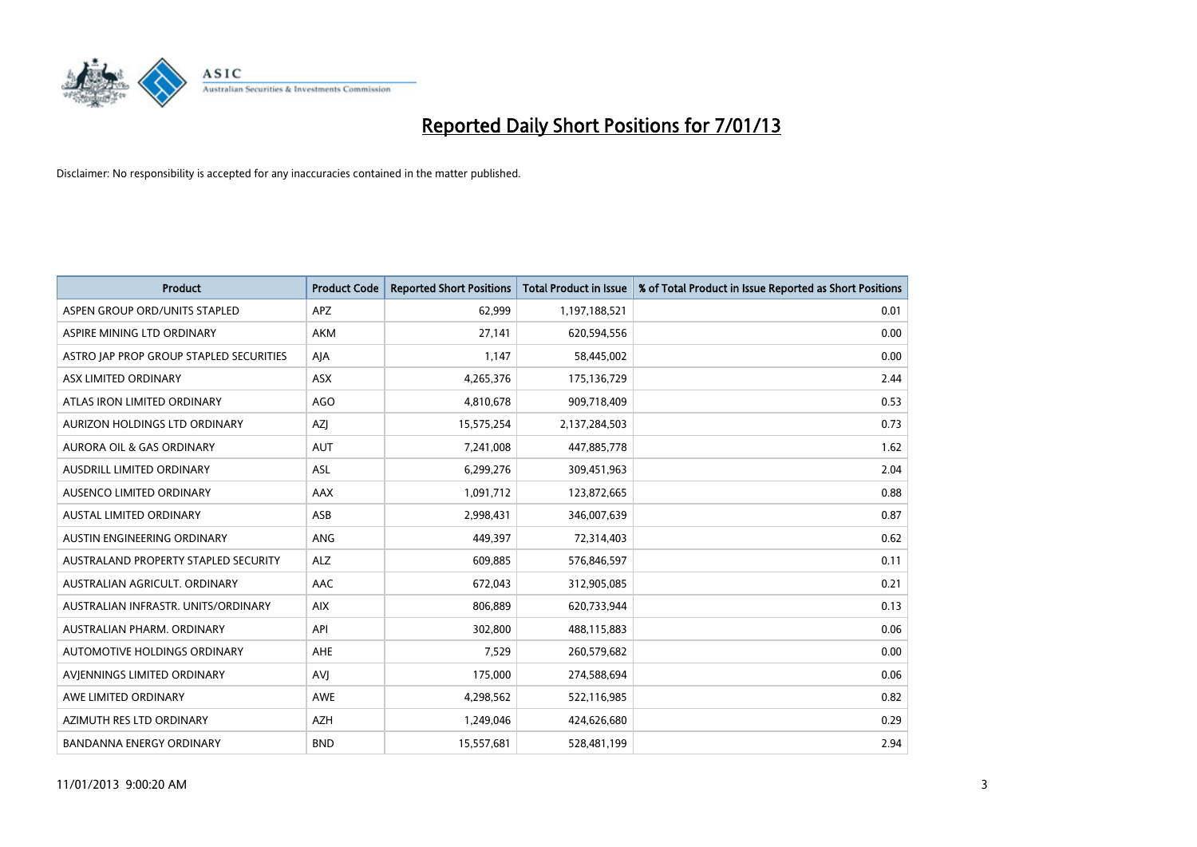# Reported Daily Short Positions for 7/01/13

Disclaimer: No responsibility is accepted for any inaccuracies contained in the matter published.

| Product | Product Code | Reported Short Positions | Total Product in Issue | % of Total Product in Issue Reported as Short Positions |
|---|---|---|---|---|
| ASPEN GROUP ORD/UNITS STAPLED | APZ | 62,999 | 1,197,188,521 | 0.01 |
| ASPIRE MINING LTD ORDINARY | AKM | 27,141 | 620,594,556 | 0.00 |
| ASTRO JAP PROP GROUP STAPLED SECURITIES | AJA | 1,147 | 58,445,002 | 0.00 |
| ASX LIMITED ORDINARY | ASX | 4,265,376 | 175,136,729 | 2.44 |
| ATLAS IRON LIMITED ORDINARY | AGO | 4,810,678 | 909,718,409 | 0.53 |
| AURIZON HOLDINGS LTD ORDINARY | AZJ | 15,575,254 | 2,137,284,503 | 0.73 |
| AURORA OIL & GAS ORDINARY | AUT | 7,241,008 | 447,885,778 | 1.62 |
| AUSDRILL LIMITED ORDINARY | ASL | 6,299,276 | 309,451,963 | 2.04 |
| AUSENCO LIMITED ORDINARY | AAX | 1,091,712 | 123,872,665 | 0.88 |
| AUSTAL LIMITED ORDINARY | ASB | 2,998,431 | 346,007,639 | 0.87 |
| AUSTIN ENGINEERING ORDINARY | ANG | 449,397 | 72,314,403 | 0.62 |
| AUSTRALAND PROPERTY STAPLED SECURITY | ALZ | 609,885 | 576,846,597 | 0.11 |
| AUSTRALIAN AGRICULT. ORDINARY | AAC | 672,043 | 312,905,085 | 0.21 |
| AUSTRALIAN INFRASTR. UNITS/ORDINARY | AIX | 806,889 | 620,733,944 | 0.13 |
| AUSTRALIAN PHARM. ORDINARY | API | 302,800 | 488,115,883 | 0.06 |
| AUTOMOTIVE HOLDINGS ORDINARY | AHE | 7,529 | 260,579,682 | 0.00 |
| AVJENNINGS LIMITED ORDINARY | AVJ | 175,000 | 274,588,694 | 0.06 |
| AWE LIMITED ORDINARY | AWE | 4,298,562 | 522,116,985 | 0.82 |
| AZIMUTH RES LTD ORDINARY | AZH | 1,249,046 | 424,626,680 | 0.29 |
| BANDANNA ENERGY ORDINARY | BND | 15,557,681 | 528,481,199 | 2.94 |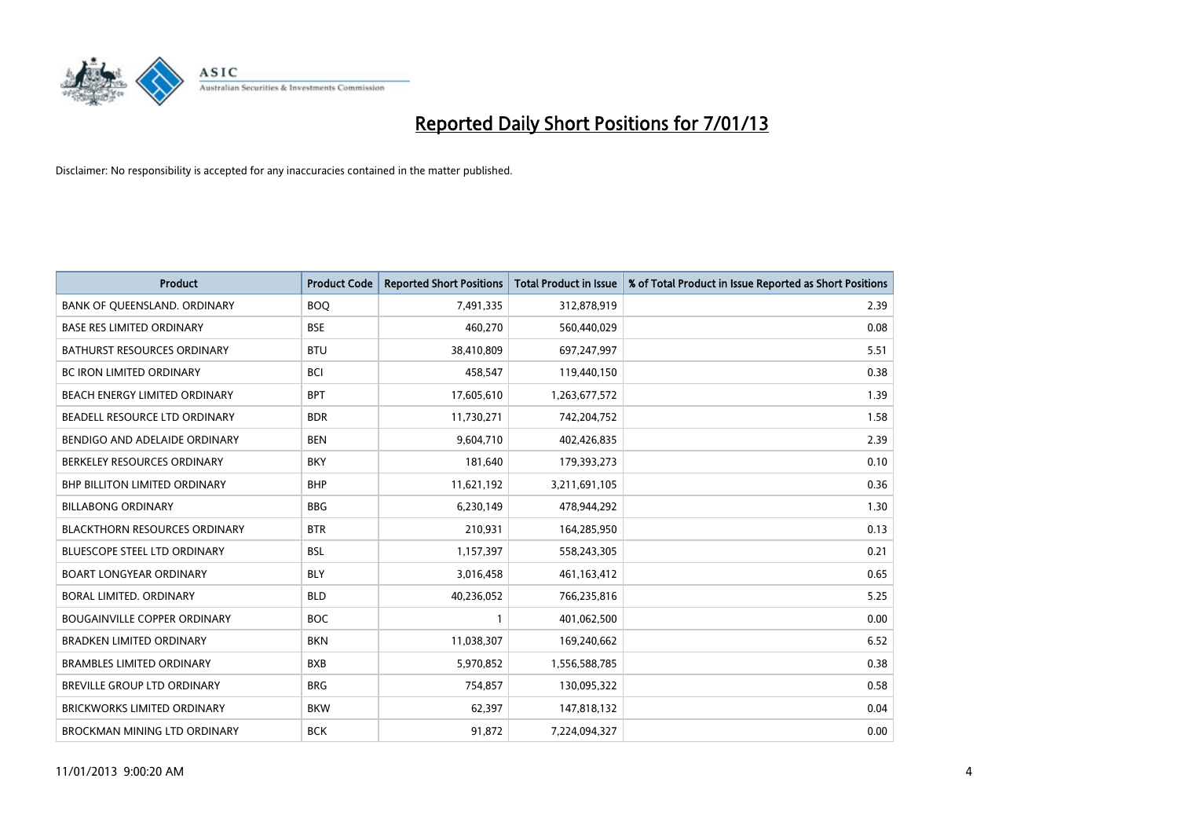# Reported Daily Short Positions for 7/01/13

Disclaimer: No responsibility is accepted for any inaccuracies contained in the matter published.

| Product | Product Code | Reported Short Positions | Total Product in Issue | % of Total Product in Issue Reported as Short Positions |
|---|---|---|---|---|
| BANK OF QUEENSLAND. ORDINARY | BOQ | 7,491,335 | 312,878,919 | 2.39 |
| BASE RES LIMITED ORDINARY | BSE | 460,270 | 560,440,029 | 0.08 |
| BATHURST RESOURCES ORDINARY | BTU | 38,410,809 | 697,247,997 | 5.51 |
| BC IRON LIMITED ORDINARY | BCI | 458,547 | 119,440,150 | 0.38 |
| BEACH ENERGY LIMITED ORDINARY | BPT | 17,605,610 | 1,263,677,572 | 1.39 |
| BEADELL RESOURCE LTD ORDINARY | BDR | 11,730,271 | 742,204,752 | 1.58 |
| BENDIGO AND ADELAIDE ORDINARY | BEN | 9,604,710 | 402,426,835 | 2.39 |
| BERKELEY RESOURCES ORDINARY | BKY | 181,640 | 179,393,273 | 0.10 |
| BHP BILLITON LIMITED ORDINARY | BHP | 11,621,192 | 3,211,691,105 | 0.36 |
| BILLABONG ORDINARY | BBG | 6,230,149 | 478,944,292 | 1.30 |
| BLACKTHORN RESOURCES ORDINARY | BTR | 210,931 | 164,285,950 | 0.13 |
| BLUESCOPE STEEL LTD ORDINARY | BSL | 1,157,397 | 558,243,305 | 0.21 |
| BOART LONGYEAR ORDINARY | BLY | 3,016,458 | 461,163,412 | 0.65 |
| BORAL LIMITED. ORDINARY | BLD | 40,236,052 | 766,235,816 | 5.25 |
| BOUGAINVILLE COPPER ORDINARY | BOC | 1 | 401,062,500 | 0.00 |
| BRADKEN LIMITED ORDINARY | BKN | 11,038,307 | 169,240,662 | 6.52 |
| BRAMBLES LIMITED ORDINARY | BXB | 5,970,852 | 1,556,588,785 | 0.38 |
| BREVILLE GROUP LTD ORDINARY | BRG | 754,857 | 130,095,322 | 0.58 |
| BRICKWORKS LIMITED ORDINARY | BKW | 62,397 | 147,818,132 | 0.04 |
| BROCKMAN MINING LTD ORDINARY | BCK | 91,872 | 7,224,094,327 | 0.00 |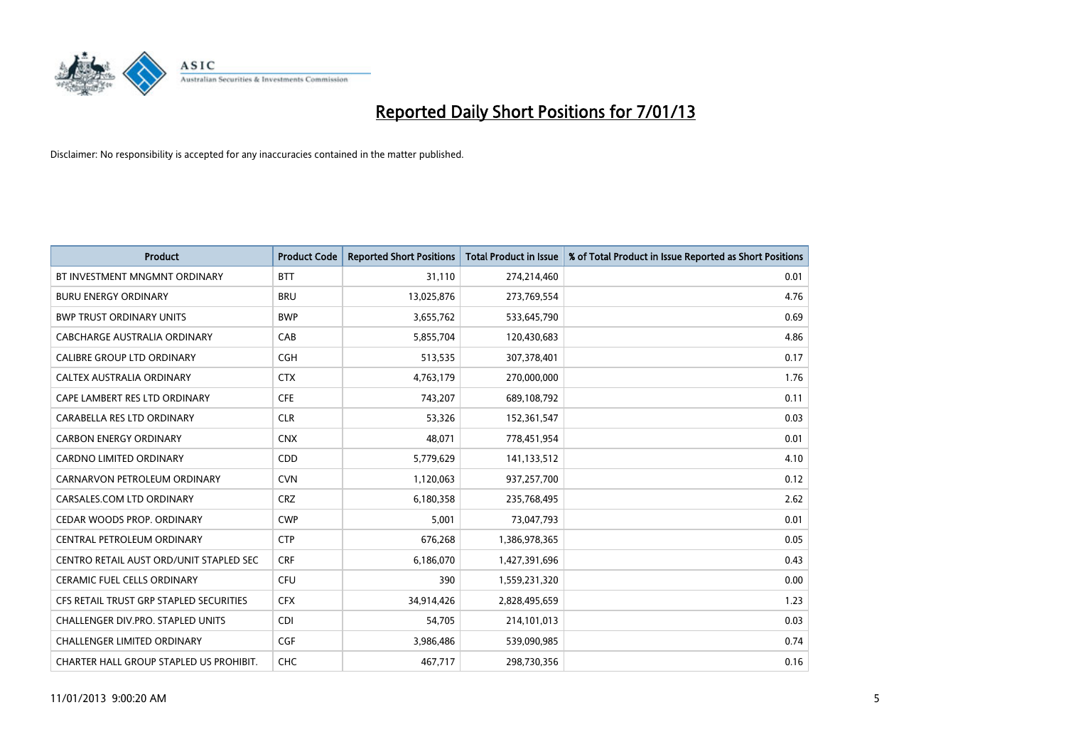# Reported Daily Short Positions for 7/01/13

Disclaimer: No responsibility is accepted for any inaccuracies contained in the matter published.

| Product | Product Code | Reported Short Positions | Total Product in Issue | % of Total Product in Issue Reported as Short Positions |
|---|---|---|---|---|
| BT INVESTMENT MNGMNT ORDINARY | BTT | 31,110 | 274,214,460 | 0.01 |
| BURU ENERGY ORDINARY | BRU | 13,025,876 | 273,769,554 | 4.76 |
| BWP TRUST ORDINARY UNITS | BWP | 3,655,762 | 533,645,790 | 0.69 |
| CABCHARGE AUSTRALIA ORDINARY | CAB | 5,855,704 | 120,430,683 | 4.86 |
| CALIBRE GROUP LTD ORDINARY | CGH | 513,535 | 307,378,401 | 0.17 |
| CALTEX AUSTRALIA ORDINARY | CTX | 4,763,179 | 270,000,000 | 1.76 |
| CAPE LAMBERT RES LTD ORDINARY | CFE | 743,207 | 689,108,792 | 0.11 |
| CARABELLA RES LTD ORDINARY | CLR | 53,326 | 152,361,547 | 0.03 |
| CARBON ENERGY ORDINARY | CNX | 48,071 | 778,451,954 | 0.01 |
| CARDNO LIMITED ORDINARY | CDD | 5,779,629 | 141,133,512 | 4.10 |
| CARNARVON PETROLEUM ORDINARY | CVN | 1,120,063 | 937,257,700 | 0.12 |
| CARSALES.COM LTD ORDINARY | CRZ | 6,180,358 | 235,768,495 | 2.62 |
| CEDAR WOODS PROP. ORDINARY | CWP | 5,001 | 73,047,793 | 0.01 |
| CENTRAL PETROLEUM ORDINARY | CTP | 676,268 | 1,386,978,365 | 0.05 |
| CENTRO RETAIL AUST ORD/UNIT STAPLED SEC | CRF | 6,186,070 | 1,427,391,696 | 0.43 |
| CERAMIC FUEL CELLS ORDINARY | CFU | 390 | 1,559,231,320 | 0.00 |
| CFS RETAIL TRUST GRP STAPLED SECURITIES | CFX | 34,914,426 | 2,828,495,659 | 1.23 |
| CHALLENGER DIV.PRO. STAPLED UNITS | CDI | 54,705 | 214,101,013 | 0.03 |
| CHALLENGER LIMITED ORDINARY | CGF | 3,986,486 | 539,090,985 | 0.74 |
| CHARTER HALL GROUP STAPLED US PROHIBIT. | CHC | 467,717 | 298,730,356 | 0.16 |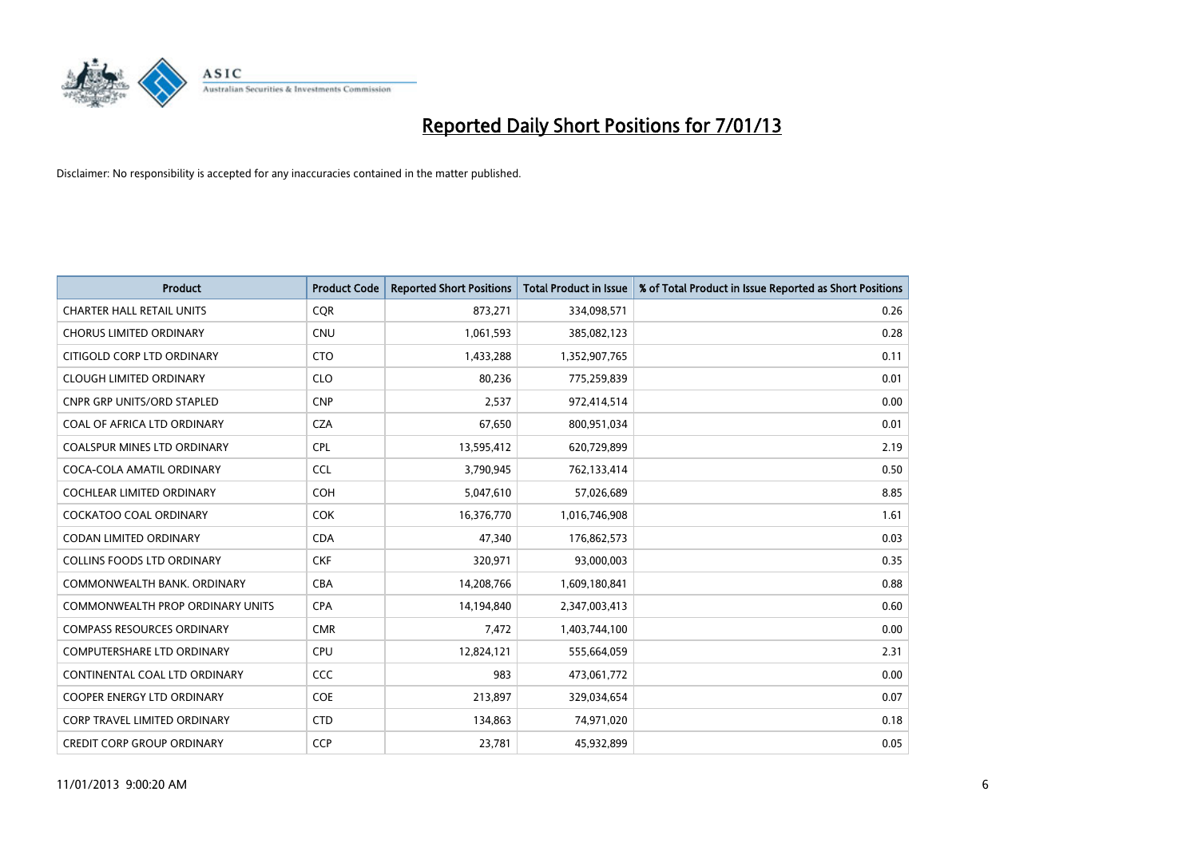# Reported Daily Short Positions for 7/01/13

Disclaimer: No responsibility is accepted for any inaccuracies contained in the matter published.

| Product | Product Code | Reported Short Positions | Total Product in Issue | % of Total Product in Issue Reported as Short Positions |
|---|---|---|---|---|
| CHARTER HALL RETAIL UNITS | CQR | 873,271 | 334,098,571 | 0.26 |
| CHORUS LIMITED ORDINARY | CNU | 1,061,593 | 385,082,123 | 0.28 |
| CITIGOLD CORP LTD ORDINARY | CTO | 1,433,288 | 1,352,907,765 | 0.11 |
| CLOUGH LIMITED ORDINARY | CLO | 80,236 | 775,259,839 | 0.01 |
| CNPR GRP UNITS/ORD STAPLED | CNP | 2,537 | 972,414,514 | 0.00 |
| COAL OF AFRICA LTD ORDINARY | CZA | 67,650 | 800,951,034 | 0.01 |
| COALSPUR MINES LTD ORDINARY | CPL | 13,595,412 | 620,729,899 | 2.19 |
| COCA-COLA AMATIL ORDINARY | CCL | 3,790,945 | 762,133,414 | 0.50 |
| COCHLEAR LIMITED ORDINARY | COH | 5,047,610 | 57,026,689 | 8.85 |
| COCKATOO COAL ORDINARY | COK | 16,376,770 | 1,016,746,908 | 1.61 |
| CODAN LIMITED ORDINARY | CDA | 47,340 | 176,862,573 | 0.03 |
| COLLINS FOODS LTD ORDINARY | CKF | 320,971 | 93,000,003 | 0.35 |
| COMMONWEALTH BANK. ORDINARY | CBA | 14,208,766 | 1,609,180,841 | 0.88 |
| COMMONWEALTH PROP ORDINARY UNITS | CPA | 14,194,840 | 2,347,003,413 | 0.60 |
| COMPASS RESOURCES ORDINARY | CMR | 7,472 | 1,403,744,100 | 0.00 |
| COMPUTERSHARE LTD ORDINARY | CPU | 12,824,121 | 555,664,059 | 2.31 |
| CONTINENTAL COAL LTD ORDINARY | CCC | 983 | 473,061,772 | 0.00 |
| COOPER ENERGY LTD ORDINARY | COE | 213,897 | 329,034,654 | 0.07 |
| CORP TRAVEL LIMITED ORDINARY | CTD | 134,863 | 74,971,020 | 0.18 |
| CREDIT CORP GROUP ORDINARY | CCP | 23,781 | 45,932,899 | 0.05 |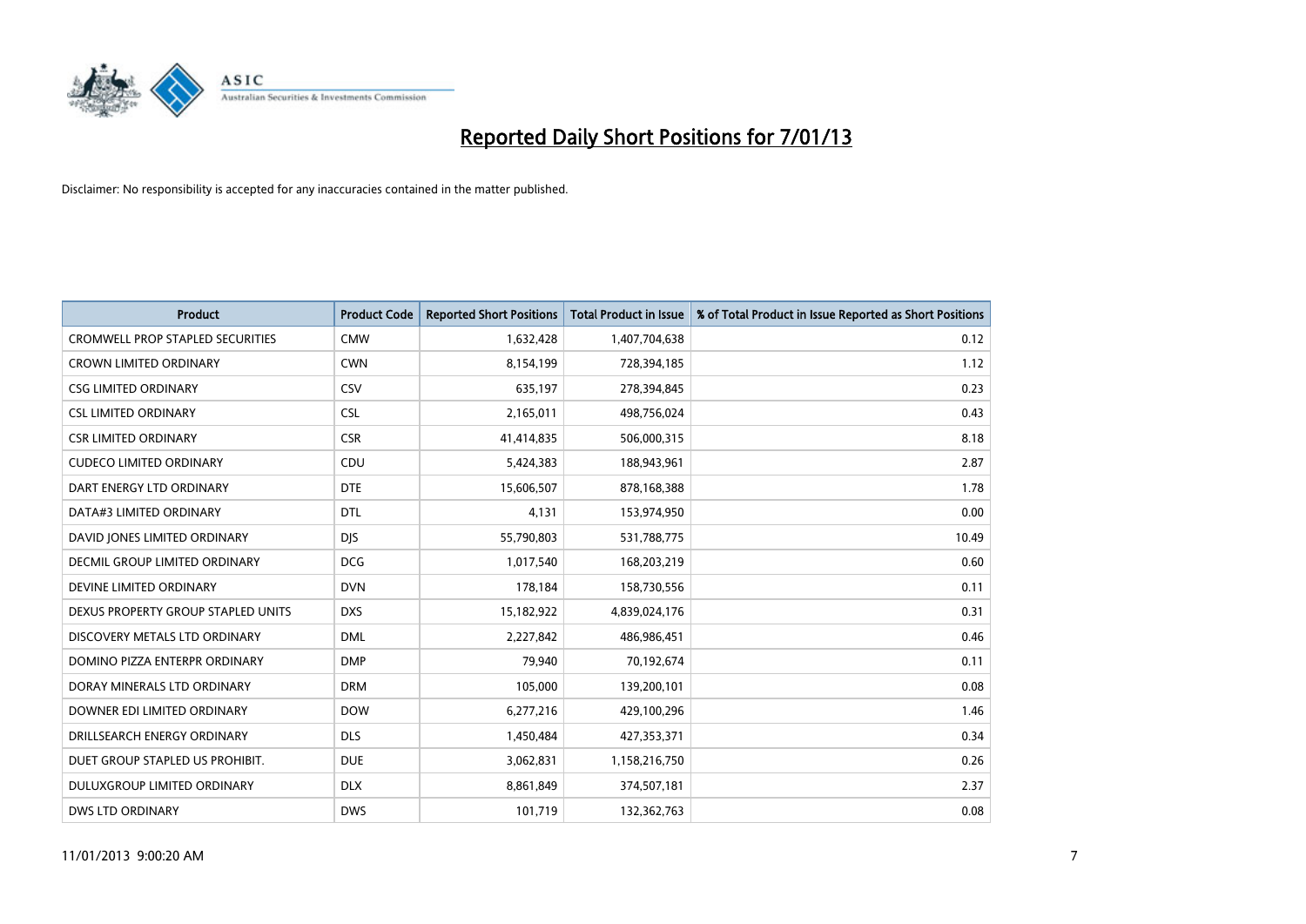# Reported Daily Short Positions for 7/01/13

Disclaimer: No responsibility is accepted for any inaccuracies contained in the matter published.

| Product | Product Code | Reported Short Positions | Total Product in Issue | % of Total Product in Issue Reported as Short Positions |
|---|---|---|---|---|
| CROMWELL PROP STAPLED SECURITIES | CMW | 1,632,428 | 1,407,704,638 | 0.12 |
| CROWN LIMITED ORDINARY | CWN | 8,154,199 | 728,394,185 | 1.12 |
| CSG LIMITED ORDINARY | CSV | 635,197 | 278,394,845 | 0.23 |
| CSL LIMITED ORDINARY | CSL | 2,165,011 | 498,756,024 | 0.43 |
| CSR LIMITED ORDINARY | CSR | 41,414,835 | 506,000,315 | 8.18 |
| CUDECO LIMITED ORDINARY | CDU | 5,424,383 | 188,943,961 | 2.87 |
| DART ENERGY LTD ORDINARY | DTE | 15,606,507 | 878,168,388 | 1.78 |
| DATA#3 LIMITED ORDINARY | DTL | 4,131 | 153,974,950 | 0.00 |
| DAVID JONES LIMITED ORDINARY | DJS | 55,790,803 | 531,788,775 | 10.49 |
| DECMIL GROUP LIMITED ORDINARY | DCG | 1,017,540 | 168,203,219 | 0.60 |
| DEVINE LIMITED ORDINARY | DVN | 178,184 | 158,730,556 | 0.11 |
| DEXUS PROPERTY GROUP STAPLED UNITS | DXS | 15,182,922 | 4,839,024,176 | 0.31 |
| DISCOVERY METALS LTD ORDINARY | DML | 2,227,842 | 486,986,451 | 0.46 |
| DOMINO PIZZA ENTERPR ORDINARY | DMP | 79,940 | 70,192,674 | 0.11 |
| DORAY MINERALS LTD ORDINARY | DRM | 105,000 | 139,200,101 | 0.08 |
| DOWNER EDI LIMITED ORDINARY | DOW | 6,277,216 | 429,100,296 | 1.46 |
| DRILLSEARCH ENERGY ORDINARY | DLS | 1,450,484 | 427,353,371 | 0.34 |
| DUET GROUP STAPLED US PROHIBIT. | DUE | 3,062,831 | 1,158,216,750 | 0.26 |
| DULUXGROUP LIMITED ORDINARY | DLX | 8,861,849 | 374,507,181 | 2.37 |
| DWS LTD ORDINARY | DWS | 101,719 | 132,362,763 | 0.08 |

11/01/2013 9:00:20 AM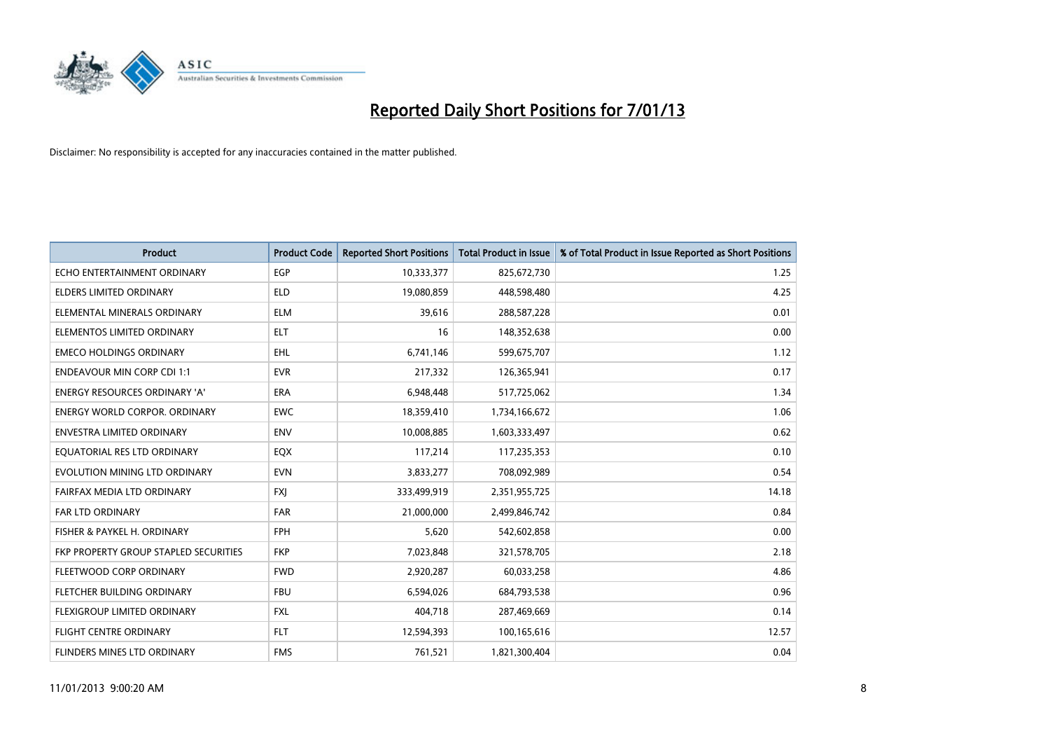# Reported Daily Short Positions for 7/01/13

Disclaimer: No responsibility is accepted for any inaccuracies contained in the matter published.

| Product | Product Code | Reported Short Positions | Total Product in Issue | % of Total Product in Issue Reported as Short Positions |
|---|---|---|---|---|
| ECHO ENTERTAINMENT ORDINARY | EGP | 10,333,377 | 825,672,730 | 1.25 |
| ELDERS LIMITED ORDINARY | ELD | 19,080,859 | 448,598,480 | 4.25 |
| ELEMENTAL MINERALS ORDINARY | ELM | 39,616 | 288,587,228 | 0.01 |
| ELEMENTOS LIMITED ORDINARY | ELT | 16 | 148,352,638 | 0.00 |
| EMECO HOLDINGS ORDINARY | EHL | 6,741,146 | 599,675,707 | 1.12 |
| ENDEAVOUR MIN CORP CDI 1:1 | EVR | 217,332 | 126,365,941 | 0.17 |
| ENERGY RESOURCES ORDINARY 'A' | ERA | 6,948,448 | 517,725,062 | 1.34 |
| ENERGY WORLD CORPOR. ORDINARY | EWC | 18,359,410 | 1,734,166,672 | 1.06 |
| ENVESTRA LIMITED ORDINARY | ENV | 10,008,885 | 1,603,333,497 | 0.62 |
| EQUATORIAL RES LTD ORDINARY | EQX | 117,214 | 117,235,353 | 0.10 |
| EVOLUTION MINING LTD ORDINARY | EVN | 3,833,277 | 708,092,989 | 0.54 |
| FAIRFAX MEDIA LTD ORDINARY | FXJ | 333,499,919 | 2,351,955,725 | 14.18 |
| FAR LTD ORDINARY | FAR | 21,000,000 | 2,499,846,742 | 0.84 |
| FISHER & PAYKEL H. ORDINARY | FPH | 5,620 | 542,602,858 | 0.00 |
| FKP PROPERTY GROUP STAPLED SECURITIES | FKP | 7,023,848 | 321,578,705 | 2.18 |
| FLEETWOOD CORP ORDINARY | FWD | 2,920,287 | 60,033,258 | 4.86 |
| FLETCHER BUILDING ORDINARY | FBU | 6,594,026 | 684,793,538 | 0.96 |
| FLEXIGROUP LIMITED ORDINARY | FXL | 404,718 | 287,469,669 | 0.14 |
| FLIGHT CENTRE ORDINARY | FLT | 12,594,393 | 100,165,616 | 12.57 |
| FLINDERS MINES LTD ORDINARY | FMS | 761,521 | 1,821,300,404 | 0.04 |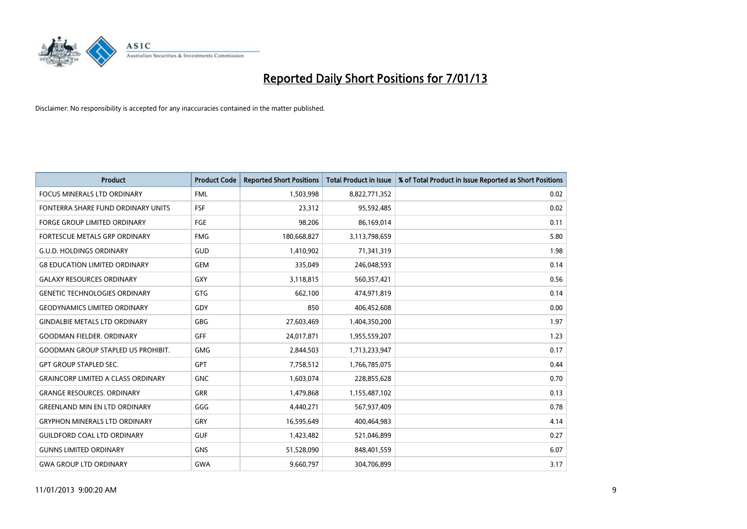# Reported Daily Short Positions for 7/01/13

Disclaimer: No responsibility is accepted for any inaccuracies contained in the matter published.

| Product | Product Code | Reported Short Positions | Total Product in Issue | % of Total Product in Issue Reported as Short Positions |
|---|---|---|---|---|
| FOCUS MINERALS LTD ORDINARY | FML | 1,503,998 | 8,822,771,352 | 0.02 |
| FONTERRA SHARE FUND ORDINARY UNITS | FSF | 23,312 | 95,592,485 | 0.02 |
| FORGE GROUP LIMITED ORDINARY | FGE | 98,206 | 86,169,014 | 0.11 |
| FORTESCUE METALS GRP ORDINARY | FMG | 180,668,827 | 3,113,798,659 | 5.80 |
| G.U.D. HOLDINGS ORDINARY | GUD | 1,410,902 | 71,341,319 | 1.98 |
| G8 EDUCATION LIMITED ORDINARY | GEM | 335,049 | 246,048,593 | 0.14 |
| GALAXY RESOURCES ORDINARY | GXY | 3,118,815 | 560,357,421 | 0.56 |
| GENETIC TECHNOLOGIES ORDINARY | GTG | 662,100 | 474,971,819 | 0.14 |
| GEODYNAMICS LIMITED ORDINARY | GDY | 850 | 406,452,608 | 0.00 |
| GINDALBIE METALS LTD ORDINARY | GBG | 27,603,469 | 1,404,350,200 | 1.97 |
| GOODMAN FIELDER. ORDINARY | GFF | 24,017,871 | 1,955,559,207 | 1.23 |
| GOODMAN GROUP STAPLED US PROHIBIT. | GMG | 2,844,503 | 1,713,233,947 | 0.17 |
| GPT GROUP STAPLED SEC. | GPT | 7,758,512 | 1,766,785,075 | 0.44 |
| GRAINCORP LIMITED A CLASS ORDINARY | GNC | 1,603,074 | 228,855,628 | 0.70 |
| GRANGE RESOURCES. ORDINARY | GRR | 1,479,868 | 1,155,487,102 | 0.13 |
| GREENLAND MIN EN LTD ORDINARY | GGG | 4,440,271 | 567,937,409 | 0.78 |
| GRYPHON MINERALS LTD ORDINARY | GRY | 16,595,649 | 400,464,983 | 4.14 |
| GUILDFORD COAL LTD ORDINARY | GUF | 1,423,482 | 521,046,899 | 0.27 |
| GUNNS LIMITED ORDINARY | GNS | 51,528,090 | 848,401,559 | 6.07 |
| GWA GROUP LTD ORDINARY | GWA | 9,660,797 | 304,706,899 | 3.17 |

11/01/2013 9:00:20 AM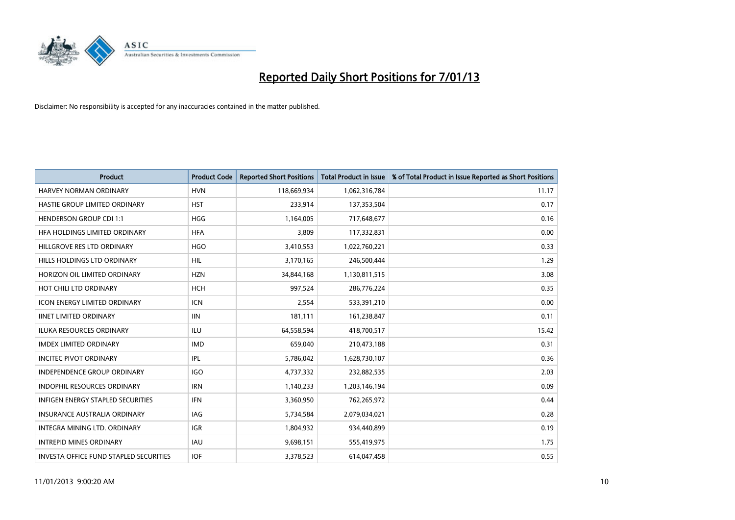# Reported Daily Short Positions for 7/01/13

Disclaimer: No responsibility is accepted for any inaccuracies contained in the matter published.

| Product | Product Code | Reported Short Positions | Total Product in Issue | % of Total Product in Issue Reported as Short Positions |
| --- | --- | --- | --- | --- |
| HARVEY NORMAN ORDINARY | HVN | 118,669,934 | 1,062,316,784 | 11.17 |
| HASTIE GROUP LIMITED ORDINARY | HST | 233,914 | 137,353,504 | 0.17 |
| HENDERSON GROUP CDI 1:1 | HGG | 1,164,005 | 717,648,677 | 0.16 |
| HFA HOLDINGS LIMITED ORDINARY | HFA | 3,809 | 117,332,831 | 0.00 |
| HILLGROVE RES LTD ORDINARY | HGO | 3,410,553 | 1,022,760,221 | 0.33 |
| HILLS HOLDINGS LTD ORDINARY | HIL | 3,170,165 | 246,500,444 | 1.29 |
| HORIZON OIL LIMITED ORDINARY | HZN | 34,844,168 | 1,130,811,515 | 3.08 |
| HOT CHILI LTD ORDINARY | HCH | 997,524 | 286,776,224 | 0.35 |
| ICON ENERGY LIMITED ORDINARY | ICN | 2,554 | 533,391,210 | 0.00 |
| IINET LIMITED ORDINARY | IIN | 181,111 | 161,238,847 | 0.11 |
| ILUKA RESOURCES ORDINARY | ILU | 64,558,594 | 418,700,517 | 15.42 |
| IMDEX LIMITED ORDINARY | IMD | 659,040 | 210,473,188 | 0.31 |
| INCITEC PIVOT ORDINARY | IPL | 5,786,042 | 1,628,730,107 | 0.36 |
| INDEPENDENCE GROUP ORDINARY | IGO | 4,737,332 | 232,882,535 | 2.03 |
| INDOPHIL RESOURCES ORDINARY | IRN | 1,140,233 | 1,203,146,194 | 0.09 |
| INFIGEN ENERGY STAPLED SECURITIES | IFN | 3,360,950 | 762,265,972 | 0.44 |
| INSURANCE AUSTRALIA ORDINARY | IAG | 5,734,584 | 2,079,034,021 | 0.28 |
| INTEGRA MINING LTD. ORDINARY | IGR | 1,804,932 | 934,440,899 | 0.19 |
| INTREPID MINES ORDINARY | IAU | 9,698,151 | 555,419,975 | 1.75 |
| INVESTA OFFICE FUND STAPLED SECURITIES | IOF | 3,378,523 | 614,047,458 | 0.55 |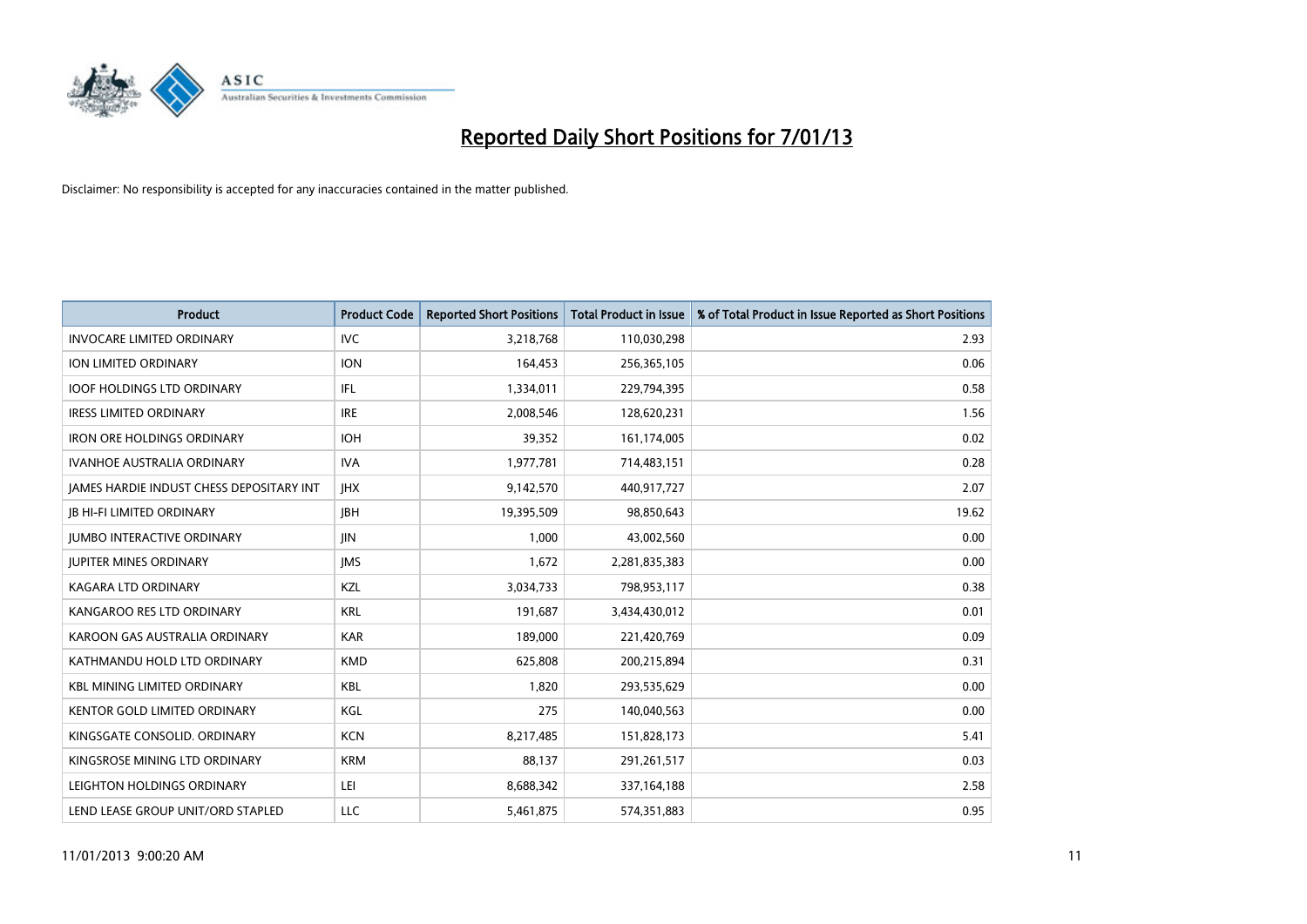# Reported Daily Short Positions for 7/01/13

Disclaimer: No responsibility is accepted for any inaccuracies contained in the matter published.

| Product | Product Code | Reported Short Positions | Total Product in Issue | % of Total Product in Issue Reported as Short Positions |
|---|---|---|---|---|
| INVOCARE LIMITED ORDINARY | IVC | 3,218,768 | 110,030,298 | 2.93 |
| ION LIMITED ORDINARY | ION | 164,453 | 256,365,105 | 0.06 |
| IOOF HOLDINGS LTD ORDINARY | IFL | 1,334,011 | 229,794,395 | 0.58 |
| IRESS LIMITED ORDINARY | IRE | 2,008,546 | 128,620,231 | 1.56 |
| IRON ORE HOLDINGS ORDINARY | IOH | 39,352 | 161,174,005 | 0.02 |
| IVANHOE AUSTRALIA ORDINARY | IVA | 1,977,781 | 714,483,151 | 0.28 |
| JAMES HARDIE INDUST CHESS DEPOSITARY INT | JHX | 9,142,570 | 440,917,727 | 2.07 |
| JB HI-FI LIMITED ORDINARY | JBH | 19,395,509 | 98,850,643 | 19.62 |
| JUMBO INTERACTIVE ORDINARY | JIN | 1,000 | 43,002,560 | 0.00 |
| JUPITER MINES ORDINARY | JMS | 1,672 | 2,281,835,383 | 0.00 |
| KAGARA LTD ORDINARY | KZL | 3,034,733 | 798,953,117 | 0.38 |
| KANGAROO RES LTD ORDINARY | KRL | 191,687 | 3,434,430,012 | 0.01 |
| KAROON GAS AUSTRALIA ORDINARY | KAR | 189,000 | 221,420,769 | 0.09 |
| KATHMANDU HOLD LTD ORDINARY | KMD | 625,808 | 200,215,894 | 0.31 |
| KBL MINING LIMITED ORDINARY | KBL | 1,820 | 293,535,629 | 0.00 |
| KENTOR GOLD LIMITED ORDINARY | KGL | 275 | 140,040,563 | 0.00 |
| KINGSGATE CONSOLID. ORDINARY | KCN | 8,217,485 | 151,828,173 | 5.41 |
| KINGSROSE MINING LTD ORDINARY | KRM | 88,137 | 291,261,517 | 0.03 |
| LEIGHTON HOLDINGS ORDINARY | LEI | 8,688,342 | 337,164,188 | 2.58 |
| LEND LEASE GROUP UNIT/ORD STAPLED | LLC | 5,461,875 | 574,351,883 | 0.95 |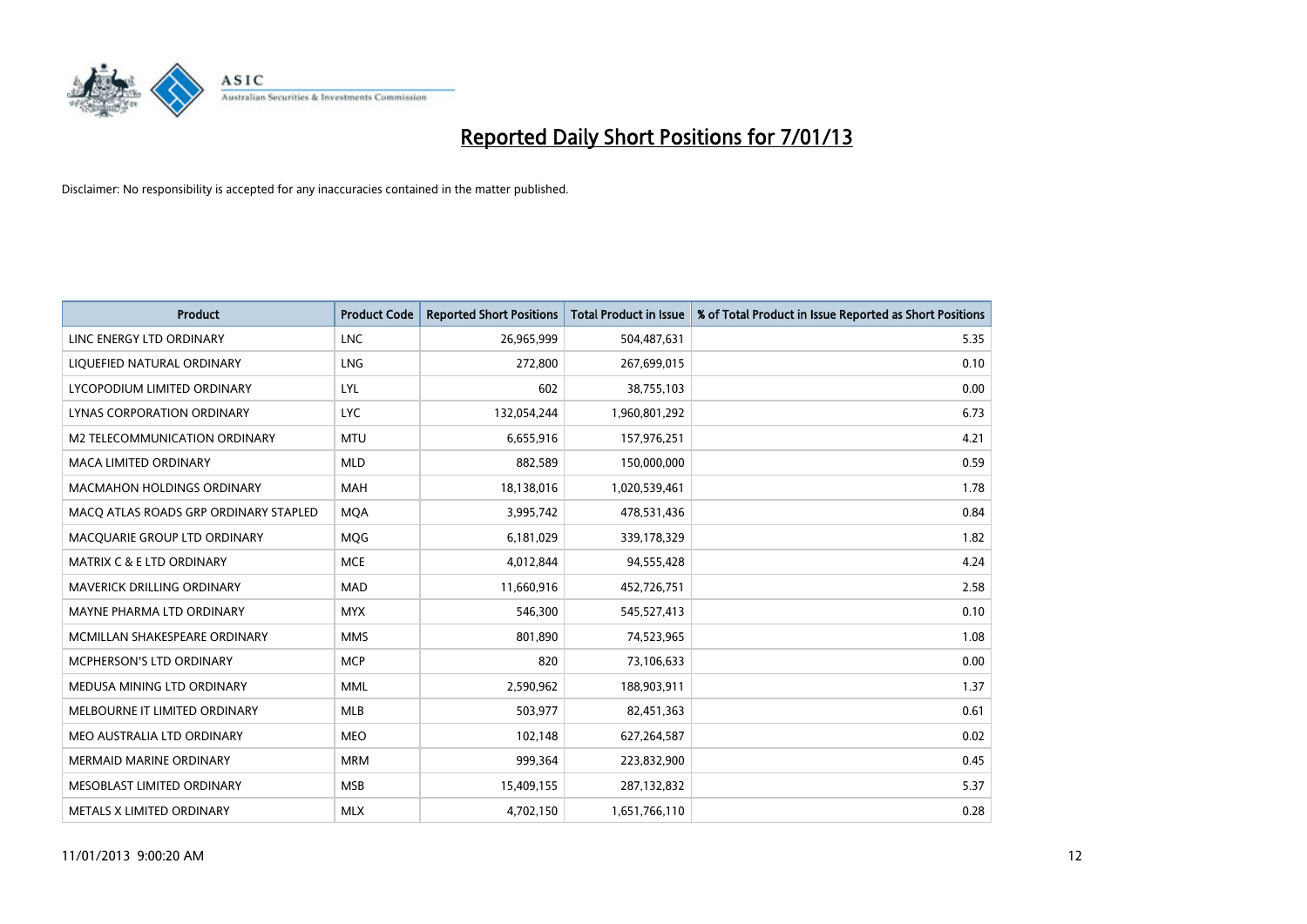# Reported Daily Short Positions for 7/01/13

Disclaimer: No responsibility is accepted for any inaccuracies contained in the matter published.

| Product | Product Code | Reported Short Positions | Total Product in Issue | % of Total Product in Issue Reported as Short Positions |
|---|---|---|---|---|
| LINC ENERGY LTD ORDINARY | LNC | 26,965,999 | 504,487,631 | 5.35 |
| LIQUEFIED NATURAL ORDINARY | LNG | 272,800 | 267,699,015 | 0.10 |
| LYCOPODIUM LIMITED ORDINARY | LYL | 602 | 38,755,103 | 0.00 |
| LYNAS CORPORATION ORDINARY | LYC | 132,054,244 | 1,960,801,292 | 6.73 |
| M2 TELECOMMUNICATION ORDINARY | MTU | 6,655,916 | 157,976,251 | 4.21 |
| MACA LIMITED ORDINARY | MLD | 882,589 | 150,000,000 | 0.59 |
| MACMAHON HOLDINGS ORDINARY | MAH | 18,138,016 | 1,020,539,461 | 1.78 |
| MACQ ATLAS ROADS GRP ORDINARY STAPLED | MQA | 3,995,742 | 478,531,436 | 0.84 |
| MACQUARIE GROUP LTD ORDINARY | MQG | 6,181,029 | 339,178,329 | 1.82 |
| MATRIX C & E LTD ORDINARY | MCE | 4,012,844 | 94,555,428 | 4.24 |
| MAVERICK DRILLING ORDINARY | MAD | 11,660,916 | 452,726,751 | 2.58 |
| MAYNE PHARMA LTD ORDINARY | MYX | 546,300 | 545,527,413 | 0.10 |
| MCMILLAN SHAKESPEARE ORDINARY | MMS | 801,890 | 74,523,965 | 1.08 |
| MCPHERSON'S LTD ORDINARY | MCP | 820 | 73,106,633 | 0.00 |
| MEDUSA MINING LTD ORDINARY | MML | 2,590,962 | 188,903,911 | 1.37 |
| MELBOURNE IT LIMITED ORDINARY | MLB | 503,977 | 82,451,363 | 0.61 |
| MEO AUSTRALIA LTD ORDINARY | MEO | 102,148 | 627,264,587 | 0.02 |
| MERMAID MARINE ORDINARY | MRM | 999,364 | 223,832,900 | 0.45 |
| MESOBLAST LIMITED ORDINARY | MSB | 15,409,155 | 287,132,832 | 5.37 |
| METALS X LIMITED ORDINARY | MLX | 4,702,150 | 1,651,766,110 | 0.28 |

11/01/2013 9:00:20 AM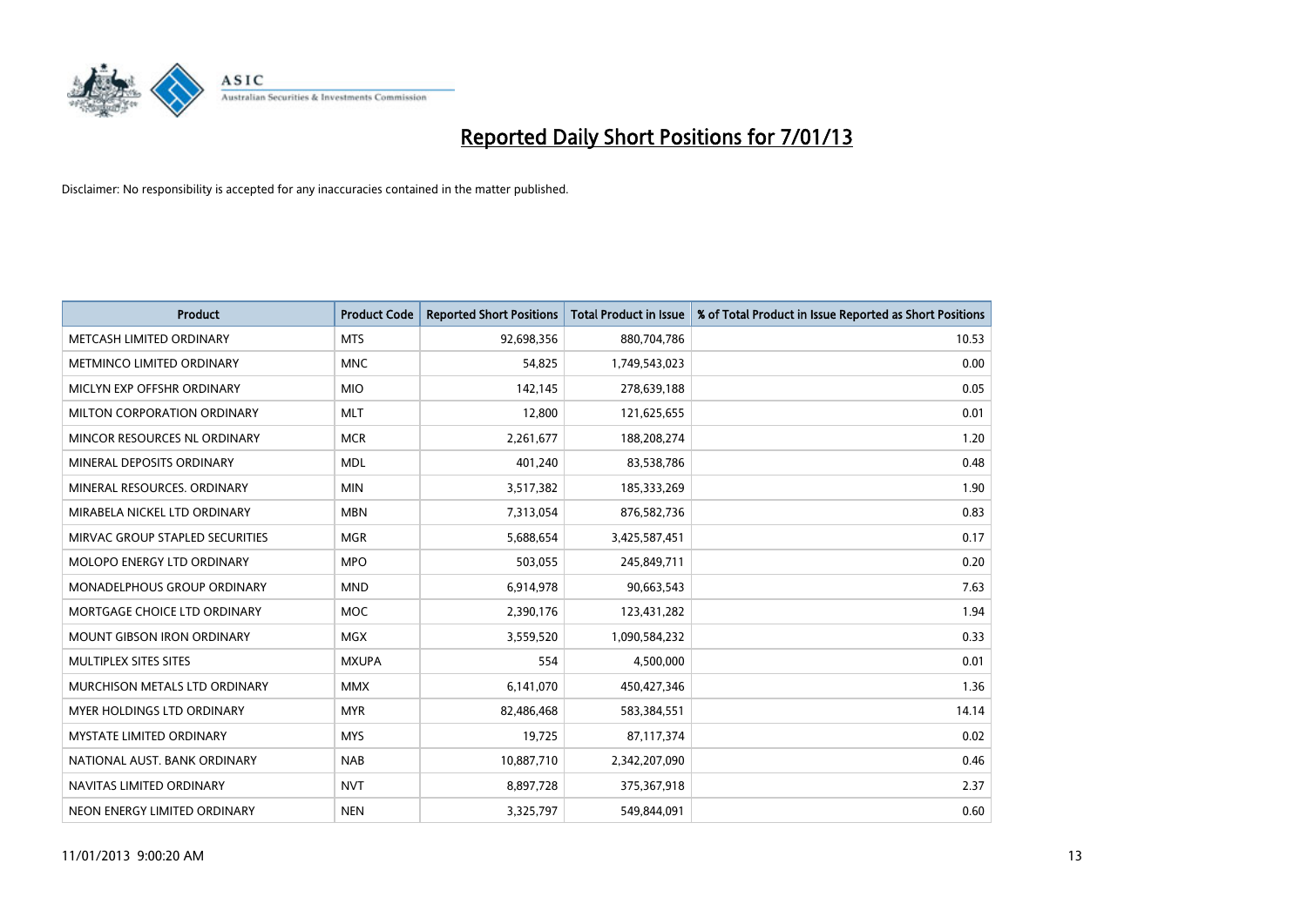# Reported Daily Short Positions for 7/01/13

Disclaimer: No responsibility is accepted for any inaccuracies contained in the matter published.

| Product | Product Code | Reported Short Positions | Total Product in Issue | % of Total Product in Issue Reported as Short Positions |
|---|---|---|---|---|
| METCASH LIMITED ORDINARY | MTS | 92,698,356 | 880,704,786 | 10.53 |
| METMINCO LIMITED ORDINARY | MNC | 54,825 | 1,749,543,023 | 0.00 |
| MICLYN EXP OFFSHR ORDINARY | MIO | 142,145 | 278,639,188 | 0.05 |
| MILTON CORPORATION ORDINARY | MLT | 12,800 | 121,625,655 | 0.01 |
| MINCOR RESOURCES NL ORDINARY | MCR | 2,261,677 | 188,208,274 | 1.20 |
| MINERAL DEPOSITS ORDINARY | MDL | 401,240 | 83,538,786 | 0.48 |
| MINERAL RESOURCES. ORDINARY | MIN | 3,517,382 | 185,333,269 | 1.90 |
| MIRABELA NICKEL LTD ORDINARY | MBN | 7,313,054 | 876,582,736 | 0.83 |
| MIRVAC GROUP STAPLED SECURITIES | MGR | 5,688,654 | 3,425,587,451 | 0.17 |
| MOLOPO ENERGY LTD ORDINARY | MPO | 503,055 | 245,849,711 | 0.20 |
| MONADELPHOUS GROUP ORDINARY | MND | 6,914,978 | 90,663,543 | 7.63 |
| MORTGAGE CHOICE LTD ORDINARY | MOC | 2,390,176 | 123,431,282 | 1.94 |
| MOUNT GIBSON IRON ORDINARY | MGX | 3,559,520 | 1,090,584,232 | 0.33 |
| MULTIPLEX SITES SITES | MXUPA | 554 | 4,500,000 | 0.01 |
| MURCHISON METALS LTD ORDINARY | MMX | 6,141,070 | 450,427,346 | 1.36 |
| MYER HOLDINGS LTD ORDINARY | MYR | 82,486,468 | 583,384,551 | 14.14 |
| MYSTATE LIMITED ORDINARY | MYS | 19,725 | 87,117,374 | 0.02 |
| NATIONAL AUST. BANK ORDINARY | NAB | 10,887,710 | 2,342,207,090 | 0.46 |
| NAVITAS LIMITED ORDINARY | NVT | 8,897,728 | 375,367,918 | 2.37 |
| NEON ENERGY LIMITED ORDINARY | NEN | 3,325,797 | 549,844,091 | 0.60 |

11/01/2013 9:00:20 AM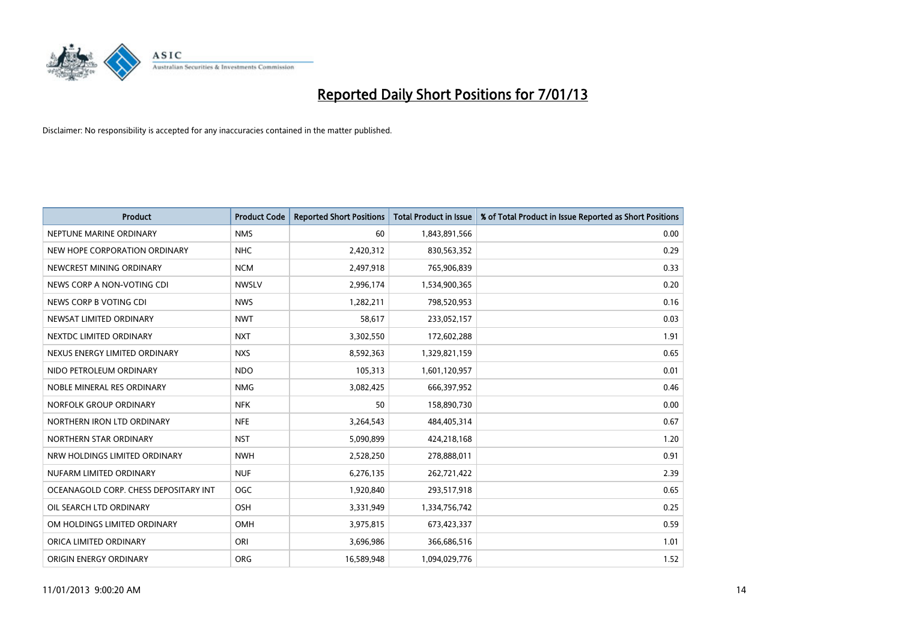# Reported Daily Short Positions for 7/01/13

Disclaimer: No responsibility is accepted for any inaccuracies contained in the matter published.

| Product | Product Code | Reported Short Positions | Total Product in Issue | % of Total Product in Issue Reported as Short Positions |
|---|---|---|---|---|
| NEPTUNE MARINE ORDINARY | NMS | 60 | 1,843,891,566 | 0.00 |
| NEW HOPE CORPORATION ORDINARY | NHC | 2,420,312 | 830,563,352 | 0.29 |
| NEWCREST MINING ORDINARY | NCM | 2,497,918 | 765,906,839 | 0.33 |
| NEWS CORP A NON-VOTING CDI | NWSLV | 2,996,174 | 1,534,900,365 | 0.20 |
| NEWS CORP B VOTING CDI | NWS | 1,282,211 | 798,520,953 | 0.16 |
| NEWSAT LIMITED ORDINARY | NWT | 58,617 | 233,052,157 | 0.03 |
| NEXTDC LIMITED ORDINARY | NXT | 3,302,550 | 172,602,288 | 1.91 |
| NEXUS ENERGY LIMITED ORDINARY | NXS | 8,592,363 | 1,329,821,159 | 0.65 |
| NIDO PETROLEUM ORDINARY | NDO | 105,313 | 1,601,120,957 | 0.01 |
| NOBLE MINERAL RES ORDINARY | NMG | 3,082,425 | 666,397,952 | 0.46 |
| NORFOLK GROUP ORDINARY | NFK | 50 | 158,890,730 | 0.00 |
| NORTHERN IRON LTD ORDINARY | NFE | 3,264,543 | 484,405,314 | 0.67 |
| NORTHERN STAR ORDINARY | NST | 5,090,899 | 424,218,168 | 1.20 |
| NRW HOLDINGS LIMITED ORDINARY | NWH | 2,528,250 | 278,888,011 | 0.91 |
| NUFARM LIMITED ORDINARY | NUF | 6,276,135 | 262,721,422 | 2.39 |
| OCEANAGOLD CORP. CHESS DEPOSITARY INT | OGC | 1,920,840 | 293,517,918 | 0.65 |
| OIL SEARCH LTD ORDINARY | OSH | 3,331,949 | 1,334,756,742 | 0.25 |
| OM HOLDINGS LIMITED ORDINARY | OMH | 3,975,815 | 673,423,337 | 0.59 |
| ORICA LIMITED ORDINARY | ORI | 3,696,986 | 366,686,516 | 1.01 |
| ORIGIN ENERGY ORDINARY | ORG | 16,589,948 | 1,094,029,776 | 1.52 |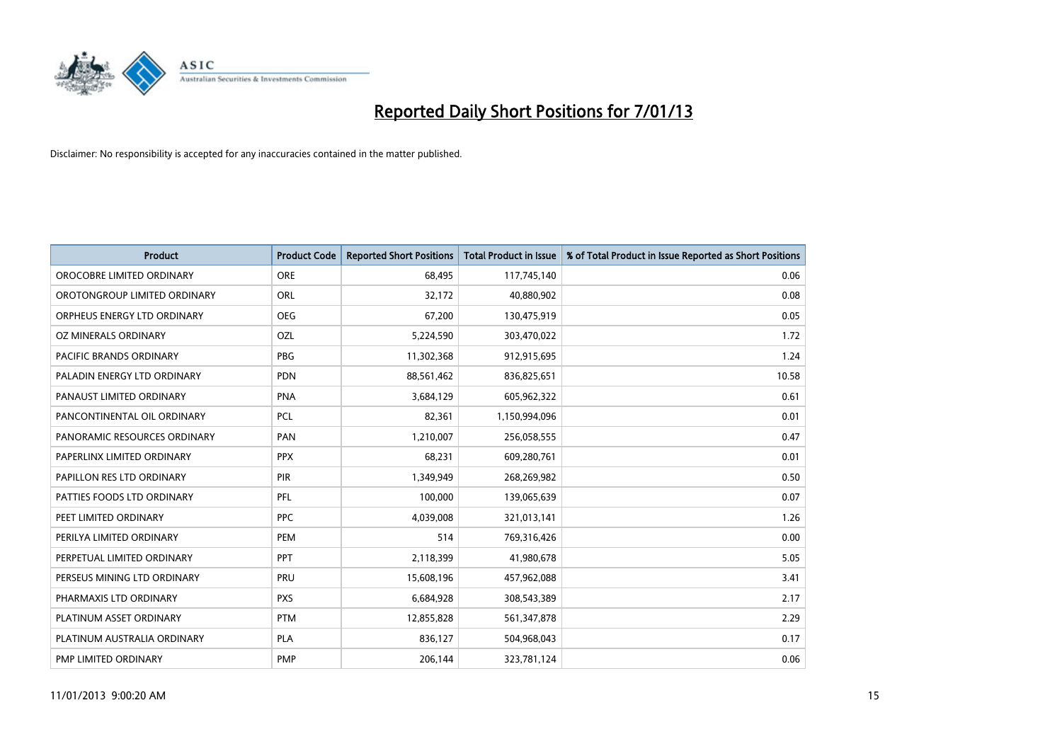# Reported Daily Short Positions for 7/01/13

Disclaimer: No responsibility is accepted for any inaccuracies contained in the matter published.

| Product | Product Code | Reported Short Positions | Total Product in Issue | % of Total Product in Issue Reported as Short Positions |
|---|---|---|---|---|
| OROCOBRE LIMITED ORDINARY | ORE | 68,495 | 117,745,140 | 0.06 |
| OROTONGROUP LIMITED ORDINARY | ORL | 32,172 | 40,880,902 | 0.08 |
| ORPHEUS ENERGY LTD ORDINARY | OEG | 67,200 | 130,475,919 | 0.05 |
| OZ MINERALS ORDINARY | OZL | 5,224,590 | 303,470,022 | 1.72 |
| PACIFIC BRANDS ORDINARY | PBG | 11,302,368 | 912,915,695 | 1.24 |
| PALADIN ENERGY LTD ORDINARY | PDN | 88,561,462 | 836,825,651 | 10.58 |
| PANAUST LIMITED ORDINARY | PNA | 3,684,129 | 605,962,322 | 0.61 |
| PANCONTINENTAL OIL ORDINARY | PCL | 82,361 | 1,150,994,096 | 0.01 |
| PANORAMIC RESOURCES ORDINARY | PAN | 1,210,007 | 256,058,555 | 0.47 |
| PAPERLINX LIMITED ORDINARY | PPX | 68,231 | 609,280,761 | 0.01 |
| PAPILLON RES LTD ORDINARY | PIR | 1,349,949 | 268,269,982 | 0.50 |
| PATTIES FOODS LTD ORDINARY | PFL | 100,000 | 139,065,639 | 0.07 |
| PEET LIMITED ORDINARY | PPC | 4,039,008 | 321,013,141 | 1.26 |
| PERILYA LIMITED ORDINARY | PEM | 514 | 769,316,426 | 0.00 |
| PERPETUAL LIMITED ORDINARY | PPT | 2,118,399 | 41,980,678 | 5.05 |
| PERSEUS MINING LTD ORDINARY | PRU | 15,608,196 | 457,962,088 | 3.41 |
| PHARMAXIS LTD ORDINARY | PXS | 6,684,928 | 308,543,389 | 2.17 |
| PLATINUM ASSET ORDINARY | PTM | 12,855,828 | 561,347,878 | 2.29 |
| PLATINUM AUSTRALIA ORDINARY | PLA | 836,127 | 504,968,043 | 0.17 |
| PMP LIMITED ORDINARY | PMP | 206,144 | 323,781,124 | 0.06 |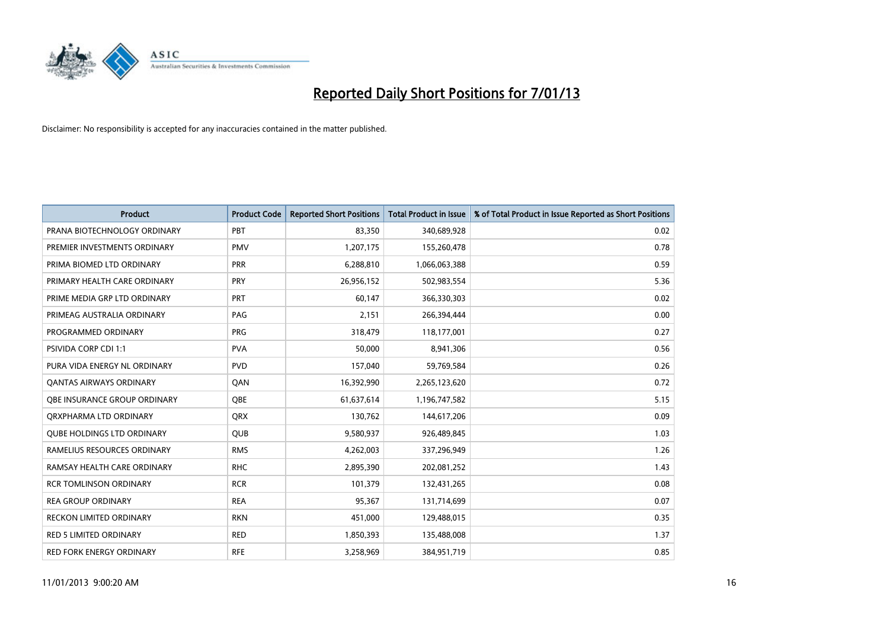# Reported Daily Short Positions for 7/01/13

Disclaimer: No responsibility is accepted for any inaccuracies contained in the matter published.

| Product | Product Code | Reported Short Positions | Total Product in Issue | % of Total Product in Issue Reported as Short Positions |
| --- | --- | --- | --- | --- |
| PRANA BIOTECHNOLOGY ORDINARY | PBT | 83,350 | 340,689,928 | 0.02 |
| PREMIER INVESTMENTS ORDINARY | PMV | 1,207,175 | 155,260,478 | 0.78 |
| PRIMA BIOMED LTD ORDINARY | PRR | 6,288,810 | 1,066,063,388 | 0.59 |
| PRIMARY HEALTH CARE ORDINARY | PRY | 26,956,152 | 502,983,554 | 5.36 |
| PRIME MEDIA GRP LTD ORDINARY | PRT | 60,147 | 366,330,303 | 0.02 |
| PRIMEAG AUSTRALIA ORDINARY | PAG | 2,151 | 266,394,444 | 0.00 |
| PROGRAMMED ORDINARY | PRG | 318,479 | 118,177,001 | 0.27 |
| PSIVIDA CORP CDI 1:1 | PVA | 50,000 | 8,941,306 | 0.56 |
| PURA VIDA ENERGY NL ORDINARY | PVD | 157,040 | 59,769,584 | 0.26 |
| QANTAS AIRWAYS ORDINARY | QAN | 16,392,990 | 2,265,123,620 | 0.72 |
| QBE INSURANCE GROUP ORDINARY | QBE | 61,637,614 | 1,196,747,582 | 5.15 |
| QRXPHARMA LTD ORDINARY | QRX | 130,762 | 144,617,206 | 0.09 |
| QUBE HOLDINGS LTD ORDINARY | QUB | 9,580,937 | 926,489,845 | 1.03 |
| RAMELIUS RESOURCES ORDINARY | RMS | 4,262,003 | 337,296,949 | 1.26 |
| RAMSAY HEALTH CARE ORDINARY | RHC | 2,895,390 | 202,081,252 | 1.43 |
| RCR TOMLINSON ORDINARY | RCR | 101,379 | 132,431,265 | 0.08 |
| REA GROUP ORDINARY | REA | 95,367 | 131,714,699 | 0.07 |
| RECKON LIMITED ORDINARY | RKN | 451,000 | 129,488,015 | 0.35 |
| RED 5 LIMITED ORDINARY | RED | 1,850,393 | 135,488,008 | 1.37 |
| RED FORK ENERGY ORDINARY | RFE | 3,258,969 | 384,951,719 | 0.85 |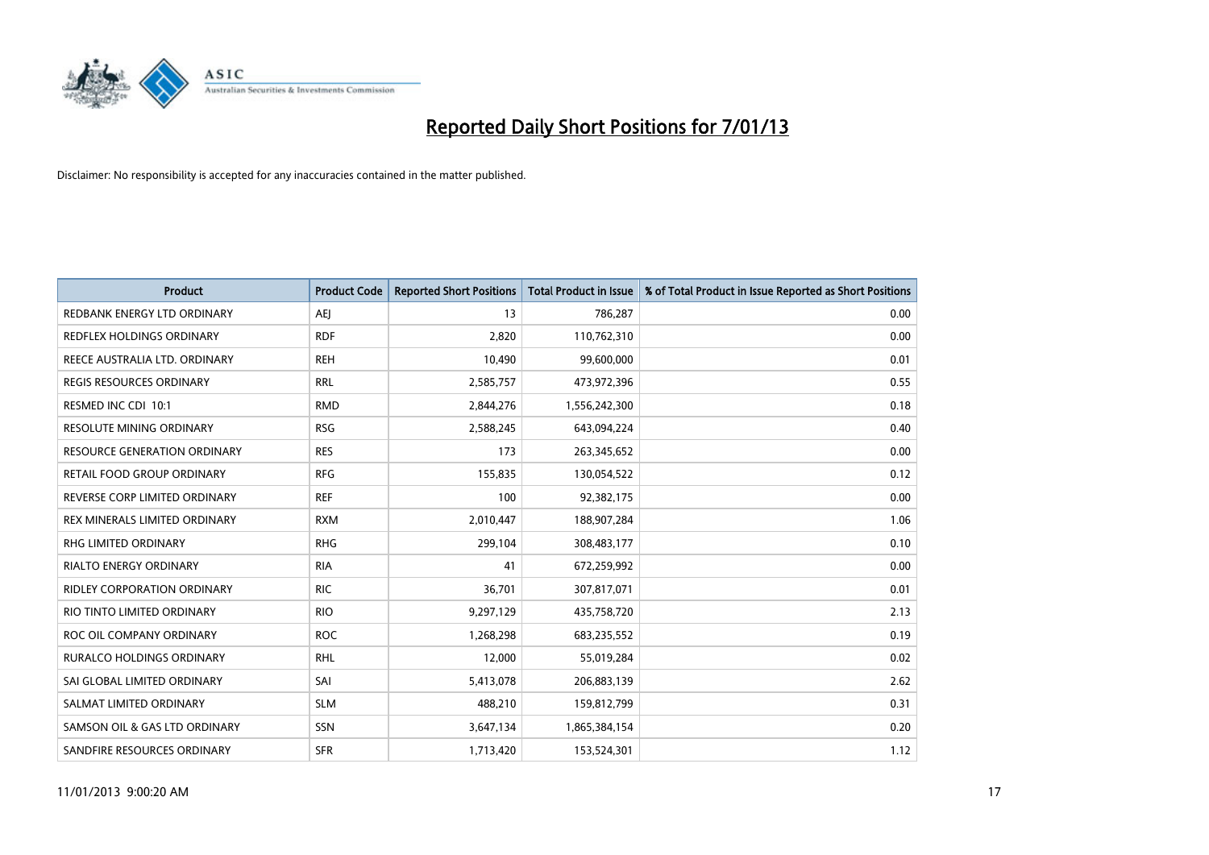# Reported Daily Short Positions for 7/01/13

Disclaimer: No responsibility is accepted for any inaccuracies contained in the matter published.

| Product | Product Code | Reported Short Positions | Total Product in Issue | % of Total Product in Issue Reported as Short Positions |
|---|---|---|---|---|
| REDBANK ENERGY LTD ORDINARY | AEJ | 13 | 786,287 | 0.00 |
| REDFLEX HOLDINGS ORDINARY | RDF | 2,820 | 110,762,310 | 0.00 |
| REECE AUSTRALIA LTD. ORDINARY | REH | 10,490 | 99,600,000 | 0.01 |
| REGIS RESOURCES ORDINARY | RRL | 2,585,757 | 473,972,396 | 0.55 |
| RESMED INC CDI 10:1 | RMD | 2,844,276 | 1,556,242,300 | 0.18 |
| RESOLUTE MINING ORDINARY | RSG | 2,588,245 | 643,094,224 | 0.40 |
| RESOURCE GENERATION ORDINARY | RES | 173 | 263,345,652 | 0.00 |
| RETAIL FOOD GROUP ORDINARY | RFG | 155,835 | 130,054,522 | 0.12 |
| REVERSE CORP LIMITED ORDINARY | REF | 100 | 92,382,175 | 0.00 |
| REX MINERALS LIMITED ORDINARY | RXM | 2,010,447 | 188,907,284 | 1.06 |
| RHG LIMITED ORDINARY | RHG | 299,104 | 308,483,177 | 0.10 |
| RIALTO ENERGY ORDINARY | RIA | 41 | 672,259,992 | 0.00 |
| RIDLEY CORPORATION ORDINARY | RIC | 36,701 | 307,817,071 | 0.01 |
| RIO TINTO LIMITED ORDINARY | RIO | 9,297,129 | 435,758,720 | 2.13 |
| ROC OIL COMPANY ORDINARY | ROC | 1,268,298 | 683,235,552 | 0.19 |
| RURALCO HOLDINGS ORDINARY | RHL | 12,000 | 55,019,284 | 0.02 |
| SAI GLOBAL LIMITED ORDINARY | SAI | 5,413,078 | 206,883,139 | 2.62 |
| SALMAT LIMITED ORDINARY | SLM | 488,210 | 159,812,799 | 0.31 |
| SAMSON OIL & GAS LTD ORDINARY | SSN | 3,647,134 | 1,865,384,154 | 0.20 |
| SANDFIRE RESOURCES ORDINARY | SFR | 1,713,420 | 153,524,301 | 1.12 |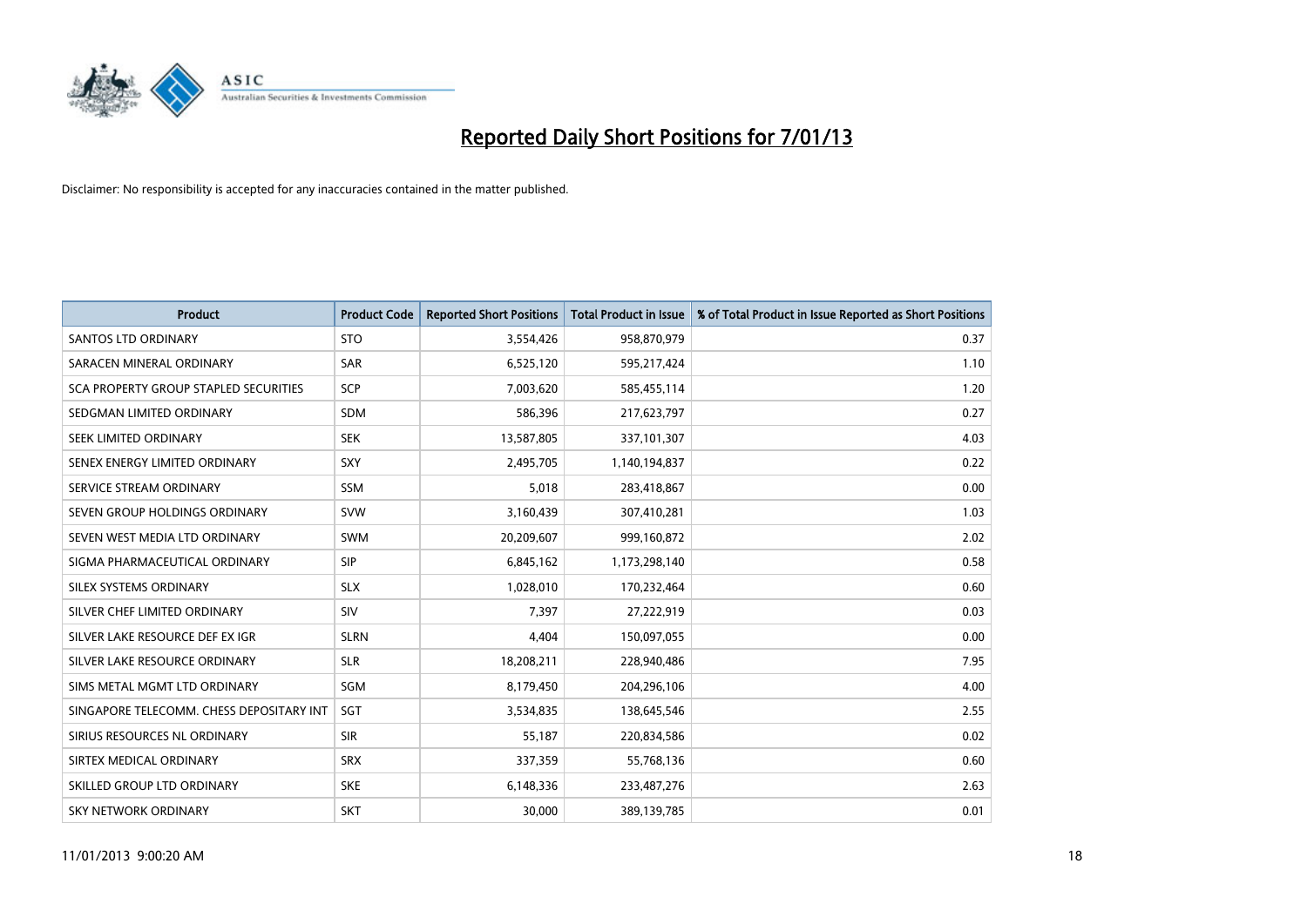# Reported Daily Short Positions for 7/01/13

Disclaimer: No responsibility is accepted for any inaccuracies contained in the matter published.

| Product | Product Code | Reported Short Positions | Total Product in Issue | % of Total Product in Issue Reported as Short Positions |
|---|---|---|---|---|
| SANTOS LTD ORDINARY | STO | 3,554,426 | 958,870,979 | 0.37 |
| SARACEN MINERAL ORDINARY | SAR | 6,525,120 | 595,217,424 | 1.10 |
| SCA PROPERTY GROUP STAPLED SECURITIES | SCP | 7,003,620 | 585,455,114 | 1.20 |
| SEDGMAN LIMITED ORDINARY | SDM | 586,396 | 217,623,797 | 0.27 |
| SEEK LIMITED ORDINARY | SEK | 13,587,805 | 337,101,307 | 4.03 |
| SENEX ENERGY LIMITED ORDINARY | SXY | 2,495,705 | 1,140,194,837 | 0.22 |
| SERVICE STREAM ORDINARY | SSM | 5,018 | 283,418,867 | 0.00 |
| SEVEN GROUP HOLDINGS ORDINARY | SVW | 3,160,439 | 307,410,281 | 1.03 |
| SEVEN WEST MEDIA LTD ORDINARY | SWM | 20,209,607 | 999,160,872 | 2.02 |
| SIGMA PHARMACEUTICAL ORDINARY | SIP | 6,845,162 | 1,173,298,140 | 0.58 |
| SILEX SYSTEMS ORDINARY | SLX | 1,028,010 | 170,232,464 | 0.60 |
| SILVER CHEF LIMITED ORDINARY | SIV | 7,397 | 27,222,919 | 0.03 |
| SILVER LAKE RESOURCE DEF EX IGR | SLRN | 4,404 | 150,097,055 | 0.00 |
| SILVER LAKE RESOURCE ORDINARY | SLR | 18,208,211 | 228,940,486 | 7.95 |
| SIMS METAL MGMT LTD ORDINARY | SGM | 8,179,450 | 204,296,106 | 4.00 |
| SINGAPORE TELECOMM. CHESS DEPOSITARY INT | SGT | 3,534,835 | 138,645,546 | 2.55 |
| SIRIUS RESOURCES NL ORDINARY | SIR | 55,187 | 220,834,586 | 0.02 |
| SIRTEX MEDICAL ORDINARY | SRX | 337,359 | 55,768,136 | 0.60 |
| SKILLED GROUP LTD ORDINARY | SKE | 6,148,336 | 233,487,276 | 2.63 |
| SKY NETWORK ORDINARY | SKT | 30,000 | 389,139,785 | 0.01 |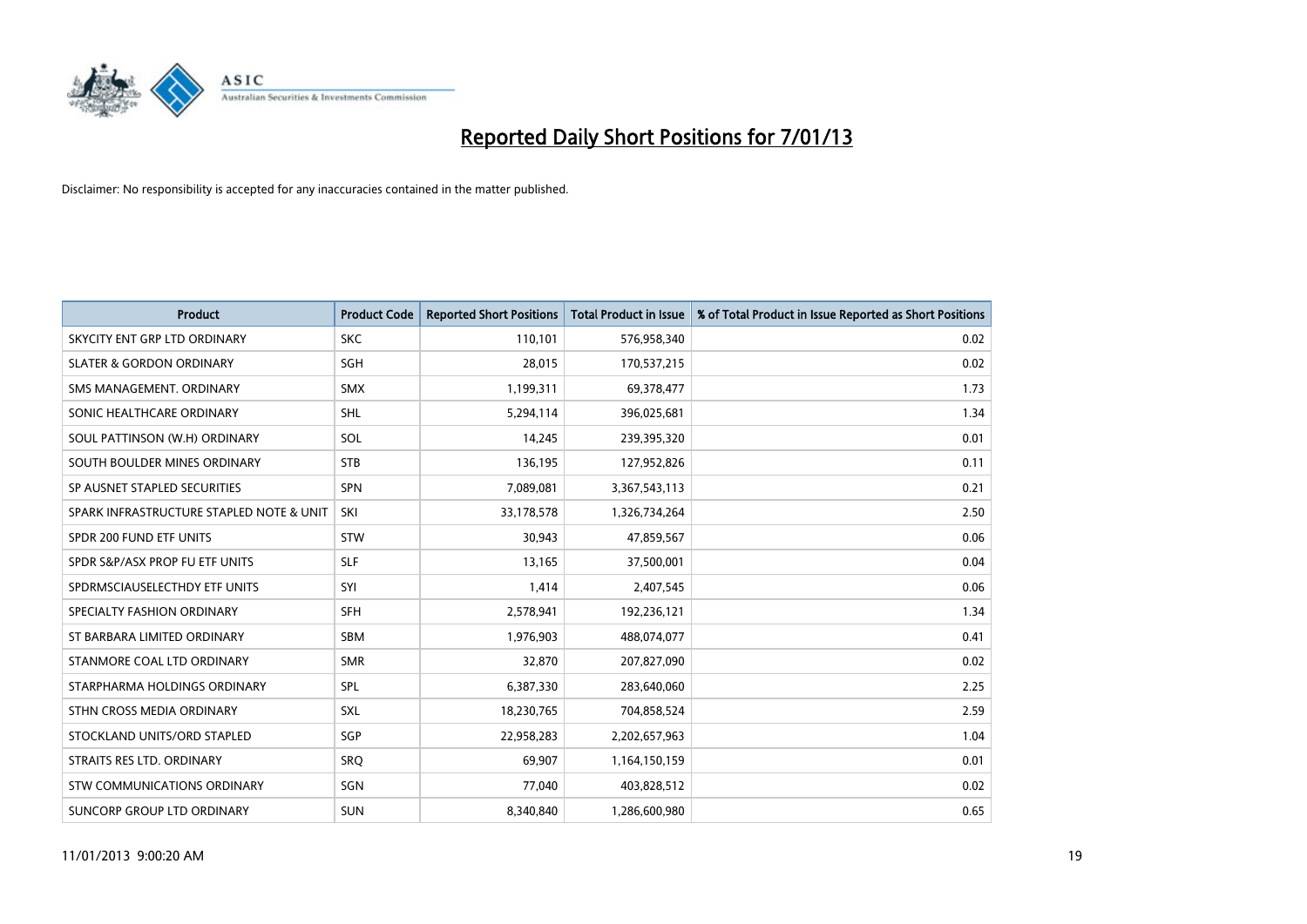# Reported Daily Short Positions for 7/01/13

Disclaimer: No responsibility is accepted for any inaccuracies contained in the matter published.

| Product | Product Code | Reported Short Positions | Total Product in Issue | % of Total Product in Issue Reported as Short Positions |
|---|---|---|---|---|
| SKYCITY ENT GRP LTD ORDINARY | SKC | 110,101 | 576,958,340 | 0.02 |
| SLATER & GORDON ORDINARY | SGH | 28,015 | 170,537,215 | 0.02 |
| SMS MANAGEMENT. ORDINARY | SMX | 1,199,311 | 69,378,477 | 1.73 |
| SONIC HEALTHCARE ORDINARY | SHL | 5,294,114 | 396,025,681 | 1.34 |
| SOUL PATTINSON (W.H) ORDINARY | SOL | 14,245 | 239,395,320 | 0.01 |
| SOUTH BOULDER MINES ORDINARY | STB | 136,195 | 127,952,826 | 0.11 |
| SP AUSNET STAPLED SECURITIES | SPN | 7,089,081 | 3,367,543,113 | 0.21 |
| SPARK INFRASTRUCTURE STAPLED NOTE & UNIT | SKI | 33,178,578 | 1,326,734,264 | 2.50 |
| SPDR 200 FUND ETF UNITS | STW | 30,943 | 47,859,567 | 0.06 |
| SPDR S&P/ASX PROP FU ETF UNITS | SLF | 13,165 | 37,500,001 | 0.04 |
| SPDRMSCIAUSELECTHDY ETF UNITS | SYI | 1,414 | 2,407,545 | 0.06 |
| SPECIALTY FASHION ORDINARY | SFH | 2,578,941 | 192,236,121 | 1.34 |
| ST BARBARA LIMITED ORDINARY | SBM | 1,976,903 | 488,074,077 | 0.41 |
| STANMORE COAL LTD ORDINARY | SMR | 32,870 | 207,827,090 | 0.02 |
| STARPHARMA HOLDINGS ORDINARY | SPL | 6,387,330 | 283,640,060 | 2.25 |
| STHN CROSS MEDIA ORDINARY | SXL | 18,230,765 | 704,858,524 | 2.59 |
| STOCKLAND UNITS/ORD STAPLED | SGP | 22,958,283 | 2,202,657,963 | 1.04 |
| STRAITS RES LTD. ORDINARY | SRQ | 69,907 | 1,164,150,159 | 0.01 |
| STW COMMUNICATIONS ORDINARY | SGN | 77,040 | 403,828,512 | 0.02 |
| SUNCORP GROUP LTD ORDINARY | SUN | 8,340,840 | 1,286,600,980 | 0.65 |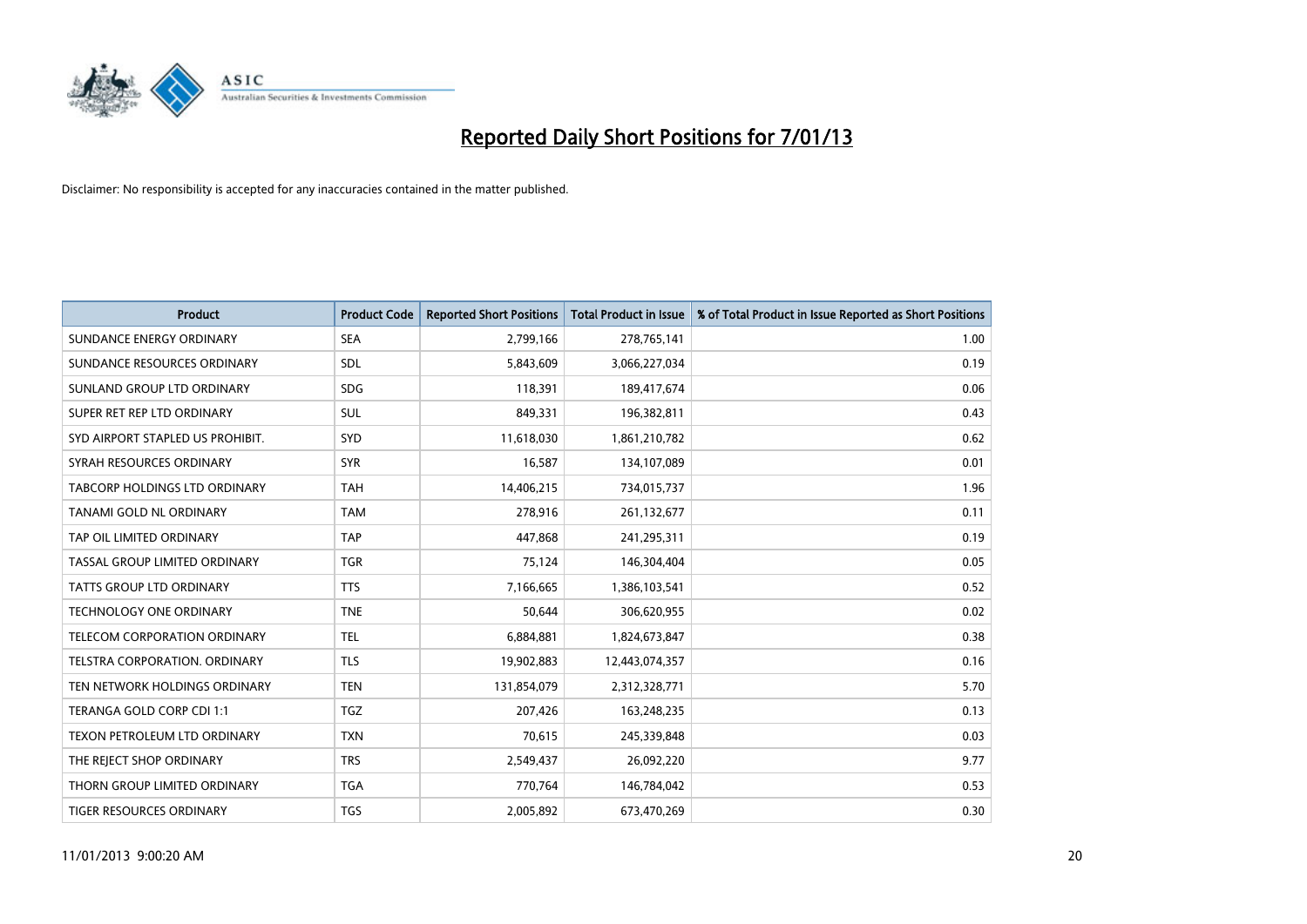# Reported Daily Short Positions for 7/01/13

Disclaimer: No responsibility is accepted for any inaccuracies contained in the matter published.

| Product | Product Code | Reported Short Positions | Total Product in Issue | % of Total Product in Issue Reported as Short Positions |
|---|---|---|---|---|
| SUNDANCE ENERGY ORDINARY | SEA | 2,799,166 | 278,765,141 | 1.00 |
| SUNDANCE RESOURCES ORDINARY | SDL | 5,843,609 | 3,066,227,034 | 0.19 |
| SUNLAND GROUP LTD ORDINARY | SDG | 118,391 | 189,417,674 | 0.06 |
| SUPER RET REP LTD ORDINARY | SUL | 849,331 | 196,382,811 | 0.43 |
| SYD AIRPORT STAPLED US PROHIBIT. | SYD | 11,618,030 | 1,861,210,782 | 0.62 |
| SYRAH RESOURCES ORDINARY | SYR | 16,587 | 134,107,089 | 0.01 |
| TABCORP HOLDINGS LTD ORDINARY | TAH | 14,406,215 | 734,015,737 | 1.96 |
| TANAMI GOLD NL ORDINARY | TAM | 278,916 | 261,132,677 | 0.11 |
| TAP OIL LIMITED ORDINARY | TAP | 447,868 | 241,295,311 | 0.19 |
| TASSAL GROUP LIMITED ORDINARY | TGR | 75,124 | 146,304,404 | 0.05 |
| TATTS GROUP LTD ORDINARY | TTS | 7,166,665 | 1,386,103,541 | 0.52 |
| TECHNOLOGY ONE ORDINARY | TNE | 50,644 | 306,620,955 | 0.02 |
| TELECOM CORPORATION ORDINARY | TEL | 6,884,881 | 1,824,673,847 | 0.38 |
| TELSTRA CORPORATION. ORDINARY | TLS | 19,902,883 | 12,443,074,357 | 0.16 |
| TEN NETWORK HOLDINGS ORDINARY | TEN | 131,854,079 | 2,312,328,771 | 5.70 |
| TERANGA GOLD CORP CDI 1:1 | TGZ | 207,426 | 163,248,235 | 0.13 |
| TEXON PETROLEUM LTD ORDINARY | TXN | 70,615 | 245,339,848 | 0.03 |
| THE REJECT SHOP ORDINARY | TRS | 2,549,437 | 26,092,220 | 9.77 |
| THORN GROUP LIMITED ORDINARY | TGA | 770,764 | 146,784,042 | 0.53 |
| TIGER RESOURCES ORDINARY | TGS | 2,005,892 | 673,470,269 | 0.30 |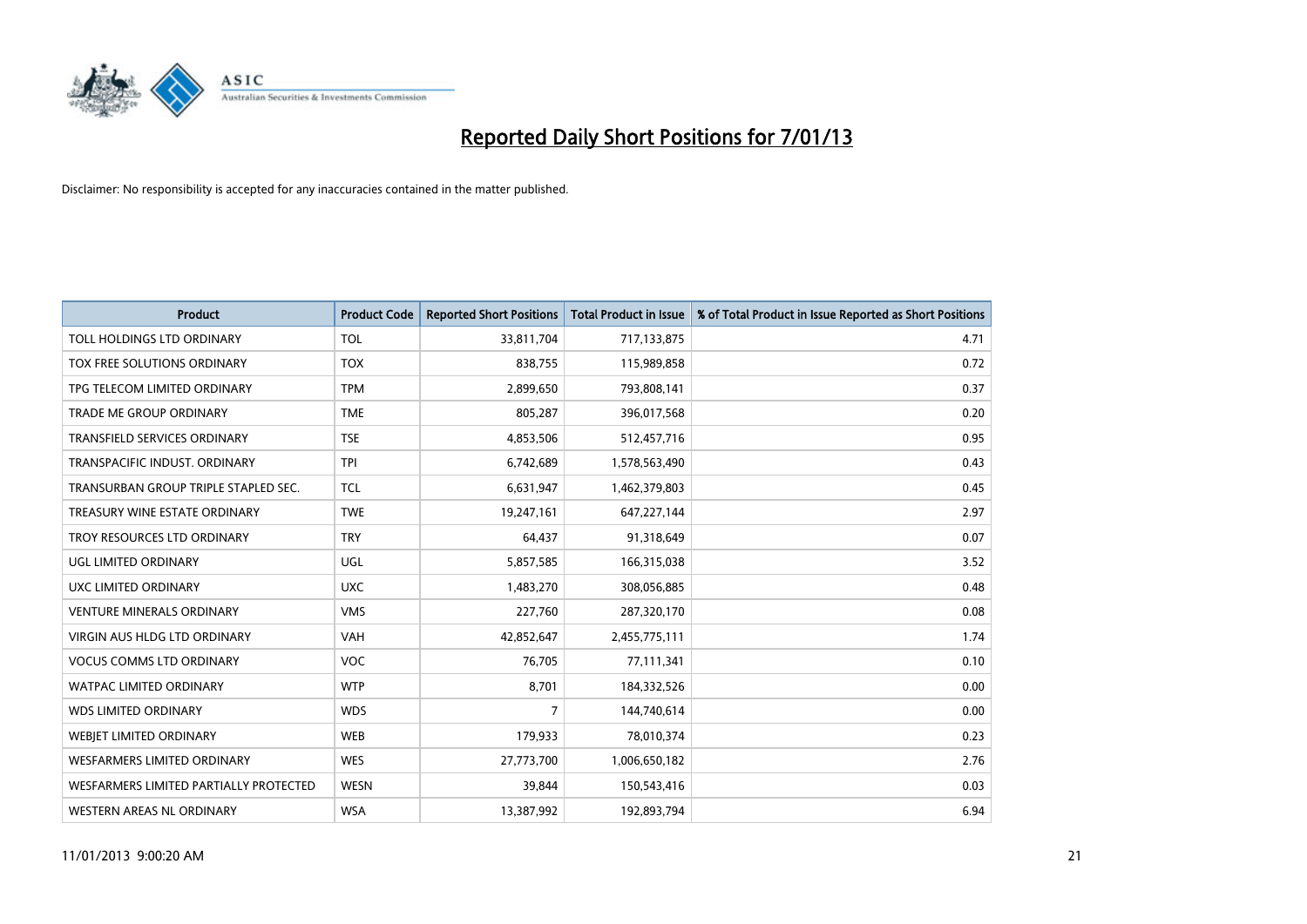# Reported Daily Short Positions for 7/01/13

Disclaimer: No responsibility is accepted for any inaccuracies contained in the matter published.

| Product | Product Code | Reported Short Positions | Total Product in Issue | % of Total Product in Issue Reported as Short Positions |
|---|---|---|---|---|
| TOLL HOLDINGS LTD ORDINARY | TOL | 33,811,704 | 717,133,875 | 4.71 |
| TOX FREE SOLUTIONS ORDINARY | TOX | 838,755 | 115,989,858 | 0.72 |
| TPG TELECOM LIMITED ORDINARY | TPM | 2,899,650 | 793,808,141 | 0.37 |
| TRADE ME GROUP ORDINARY | TME | 805,287 | 396,017,568 | 0.20 |
| TRANSFIELD SERVICES ORDINARY | TSE | 4,853,506 | 512,457,716 | 0.95 |
| TRANSPACIFIC INDUST. ORDINARY | TPI | 6,742,689 | 1,578,563,490 | 0.43 |
| TRANSURBAN GROUP TRIPLE STAPLED SEC. | TCL | 6,631,947 | 1,462,379,803 | 0.45 |
| TREASURY WINE ESTATE ORDINARY | TWE | 19,247,161 | 647,227,144 | 2.97 |
| TROY RESOURCES LTD ORDINARY | TRY | 64,437 | 91,318,649 | 0.07 |
| UGL LIMITED ORDINARY | UGL | 5,857,585 | 166,315,038 | 3.52 |
| UXC LIMITED ORDINARY | UXC | 1,483,270 | 308,056,885 | 0.48 |
| VENTURE MINERALS ORDINARY | VMS | 227,760 | 287,320,170 | 0.08 |
| VIRGIN AUS HLDG LTD ORDINARY | VAH | 42,852,647 | 2,455,775,111 | 1.74 |
| VOCUS COMMS LTD ORDINARY | VOC | 76,705 | 77,111,341 | 0.10 |
| WATPAC LIMITED ORDINARY | WTP | 8,701 | 184,332,526 | 0.00 |
| WDS LIMITED ORDINARY | WDS | 7 | 144,740,614 | 0.00 |
| WEBJET LIMITED ORDINARY | WEB | 179,933 | 78,010,374 | 0.23 |
| WESFARMERS LIMITED ORDINARY | WES | 27,773,700 | 1,006,650,182 | 2.76 |
| WESFARMERS LIMITED PARTIALLY PROTECTED | WESN | 39,844 | 150,543,416 | 0.03 |
| WESTERN AREAS NL ORDINARY | WSA | 13,387,992 | 192,893,794 | 6.94 |

11/01/2013 9:00:20 AM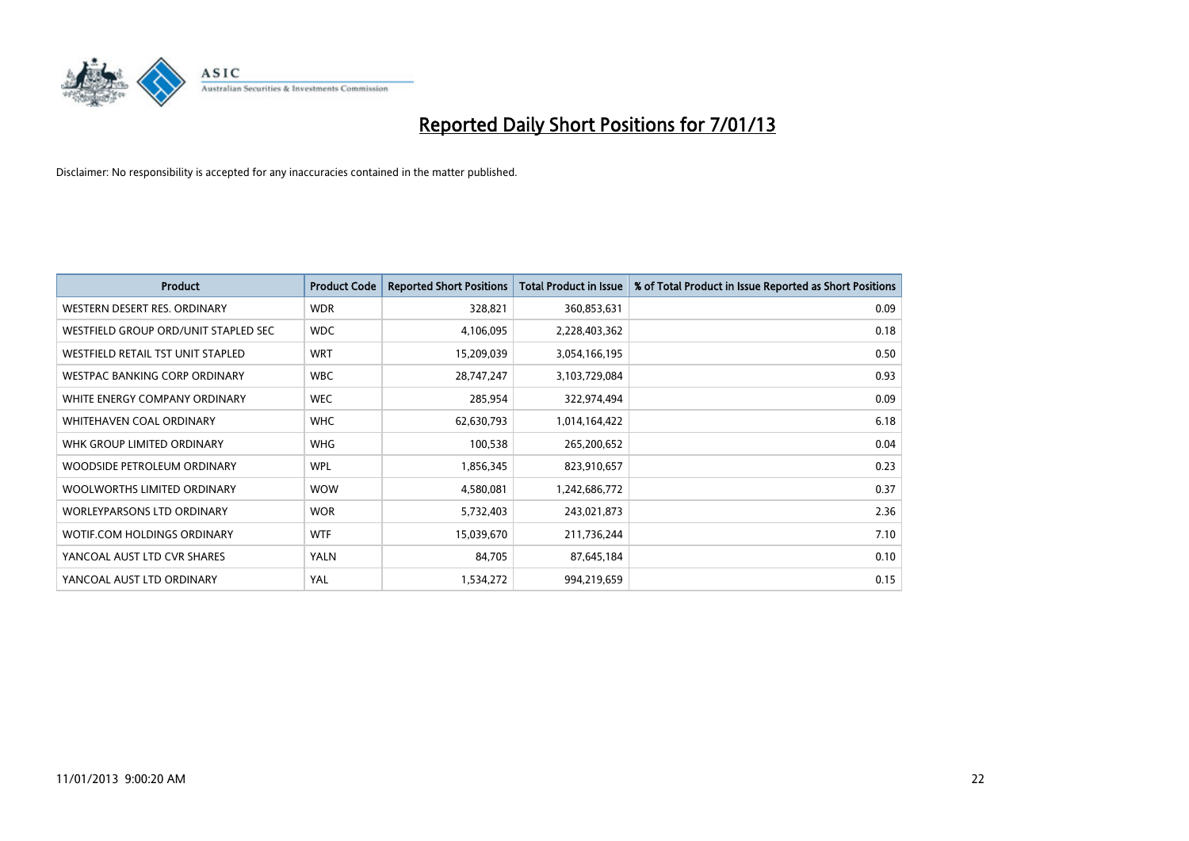# Reported Daily Short Positions for 7/01/13

Disclaimer: No responsibility is accepted for any inaccuracies contained in the matter published.

| Product | Product Code | Reported Short Positions | Total Product in Issue | % of Total Product in Issue Reported as Short Positions |
|---|---|---|---|---|
| WESTERN DESERT RES. ORDINARY | WDR | 328,821 | 360,853,631 | 0.09 |
| WESTFIELD GROUP ORD/UNIT STAPLED SEC | WDC | 4,106,095 | 2,228,403,362 | 0.18 |
| WESTFIELD RETAIL TST UNIT STAPLED | WRT | 15,209,039 | 3,054,166,195 | 0.50 |
| WESTPAC BANKING CORP ORDINARY | WBC | 28,747,247 | 3,103,729,084 | 0.93 |
| WHITE ENERGY COMPANY ORDINARY | WEC | 285,954 | 322,974,494 | 0.09 |
| WHITEHAVEN COAL ORDINARY | WHC | 62,630,793 | 1,014,164,422 | 6.18 |
| WHK GROUP LIMITED ORDINARY | WHG | 100,538 | 265,200,652 | 0.04 |
| WOODSIDE PETROLEUM ORDINARY | WPL | 1,856,345 | 823,910,657 | 0.23 |
| WOOLWORTHS LIMITED ORDINARY | WOW | 4,580,081 | 1,242,686,772 | 0.37 |
| WORLEYPARSONS LTD ORDINARY | WOR | 5,732,403 | 243,021,873 | 2.36 |
| WOTIF.COM HOLDINGS ORDINARY | WTF | 15,039,670 | 211,736,244 | 7.10 |
| YANCOAL AUST LTD CVR SHARES | YALN | 84,705 | 87,645,184 | 0.10 |
| YANCOAL AUST LTD ORDINARY | YAL | 1,534,272 | 994,219,659 | 0.15 |